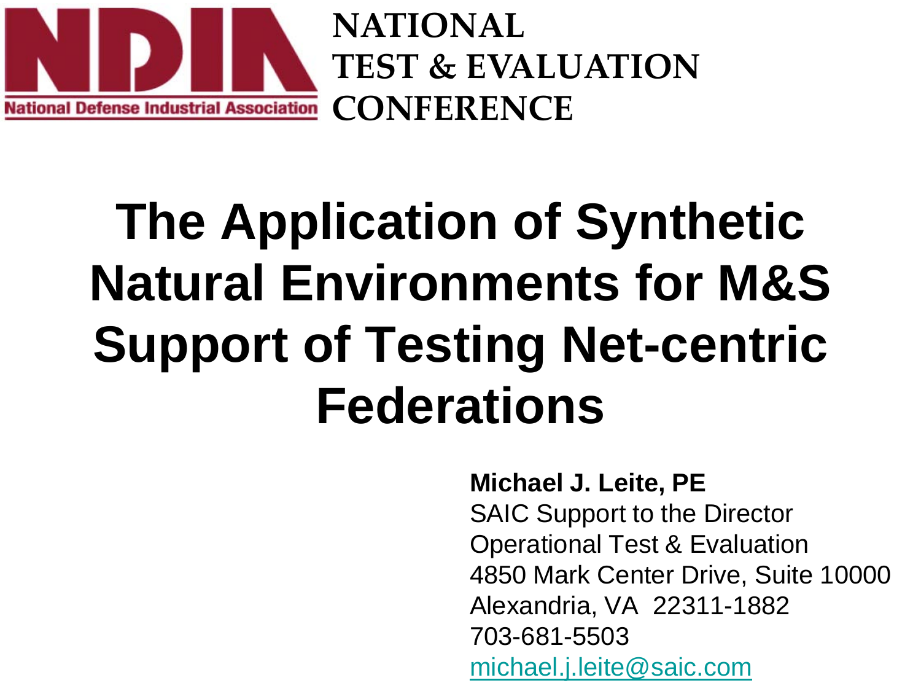NDIA

National Defense Industrial Association

**NATIONAL TEST & EVALUATION CONFERENCE**

# The Application of Synthetic Natural Environments for M&S Support of Testing Net-centric Federations

**Michael J. Leite, PE**
SAIC Support to the Director
Operational Test & Evaluation
4850 Mark Center Drive, Suite 10000
Alexandria, VA 22311-1882
703-681-5503
michael.j.leite@saic.com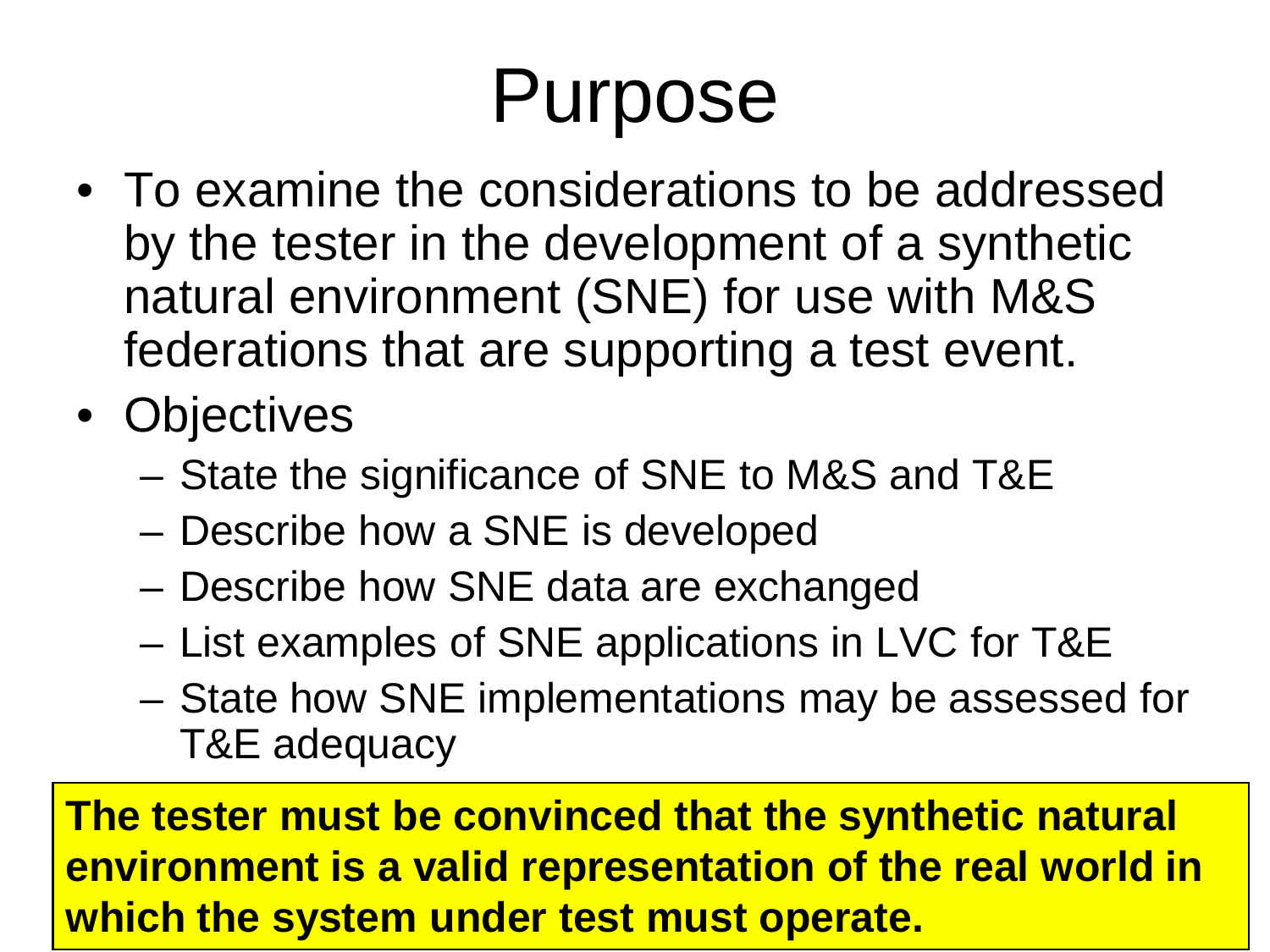# Purpose

- To examine the considerations to be addressed by the tester in the development of a synthetic natural environment (SNE) for use with M&S federations that are supporting a test event.
- Objectives
  - State the significance of SNE to M&S and T&E
  - Describe how a SNE is developed
  - Describe how SNE data are exchanged
  - List examples of SNE applications in LVC for T&E
  - State how SNE implementations may be assessed for T&E adequacy

**The tester must be convinced that the synthetic natural environment is a valid representation of the real world in which the system under test must operate.**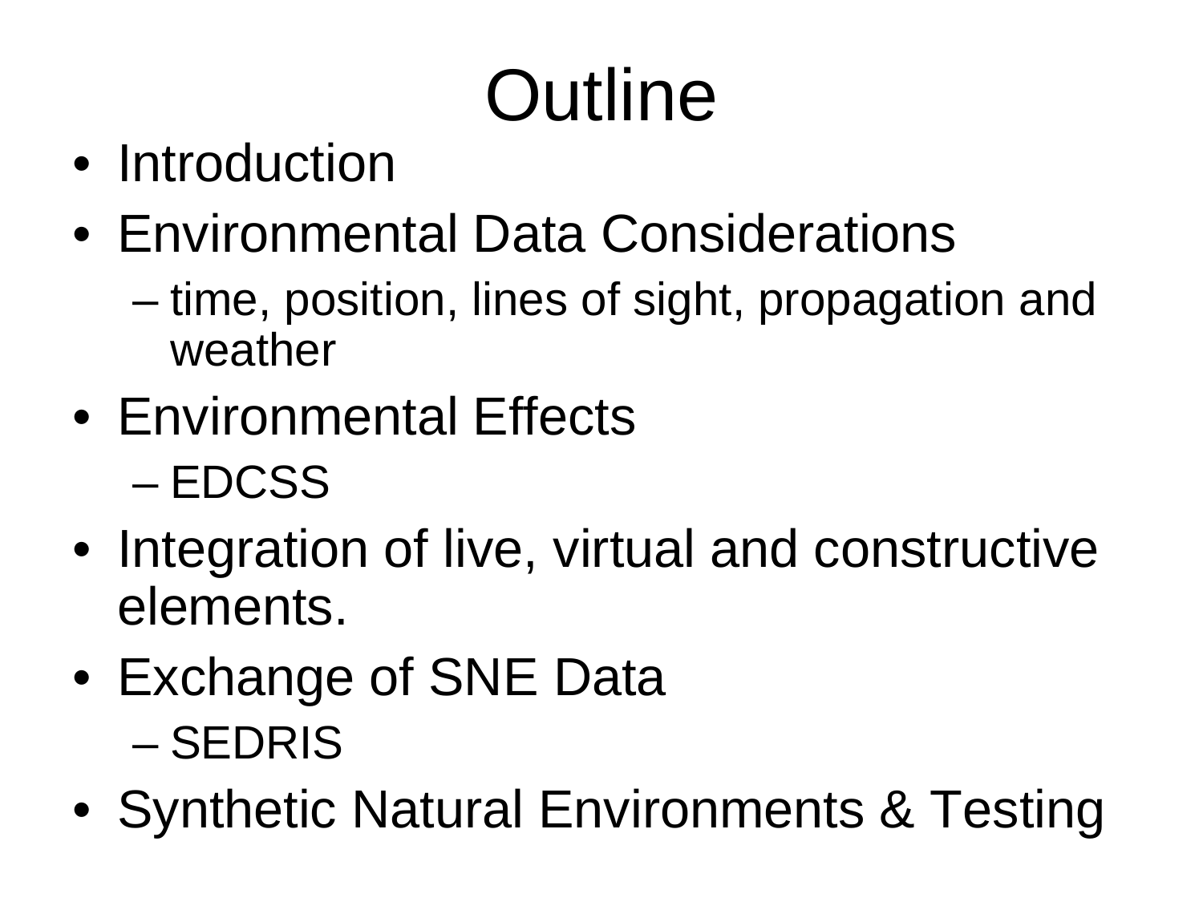# Outline

- Introduction
- Environmental Data Considerations
  - time, position, lines of sight, propagation and weather
- Environmental Effects
  - EDCSS
- Integration of live, virtual and constructive elements.
- Exchange of SNE Data
  - SEDRIS
- Synthetic Natural Environments & Testing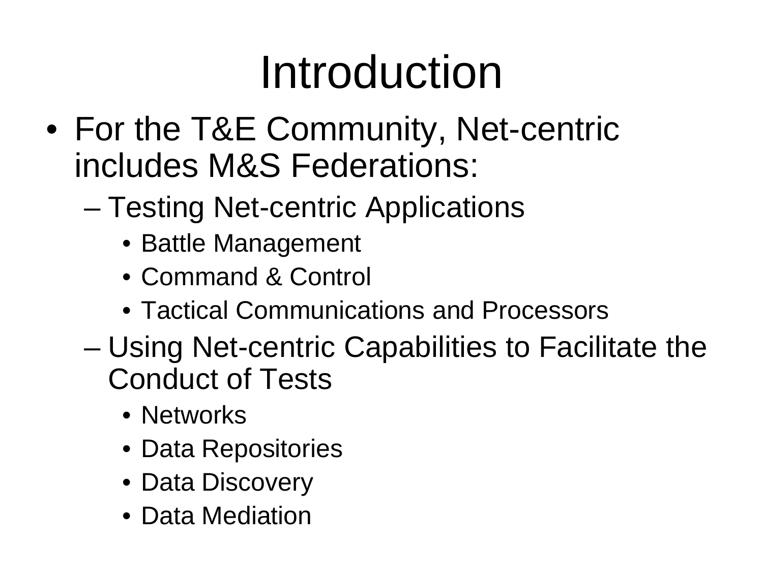# Introduction

- For the T&E Community, Net-centric includes M&S Federations:
  - Testing Net-centric Applications
    - Battle Management
    - Command & Control
    - Tactical Communications and Processors
  - Using Net-centric Capabilities to Facilitate the Conduct of Tests
    - Networks
    - Data Repositories
    - Data Discovery
    - Data Mediation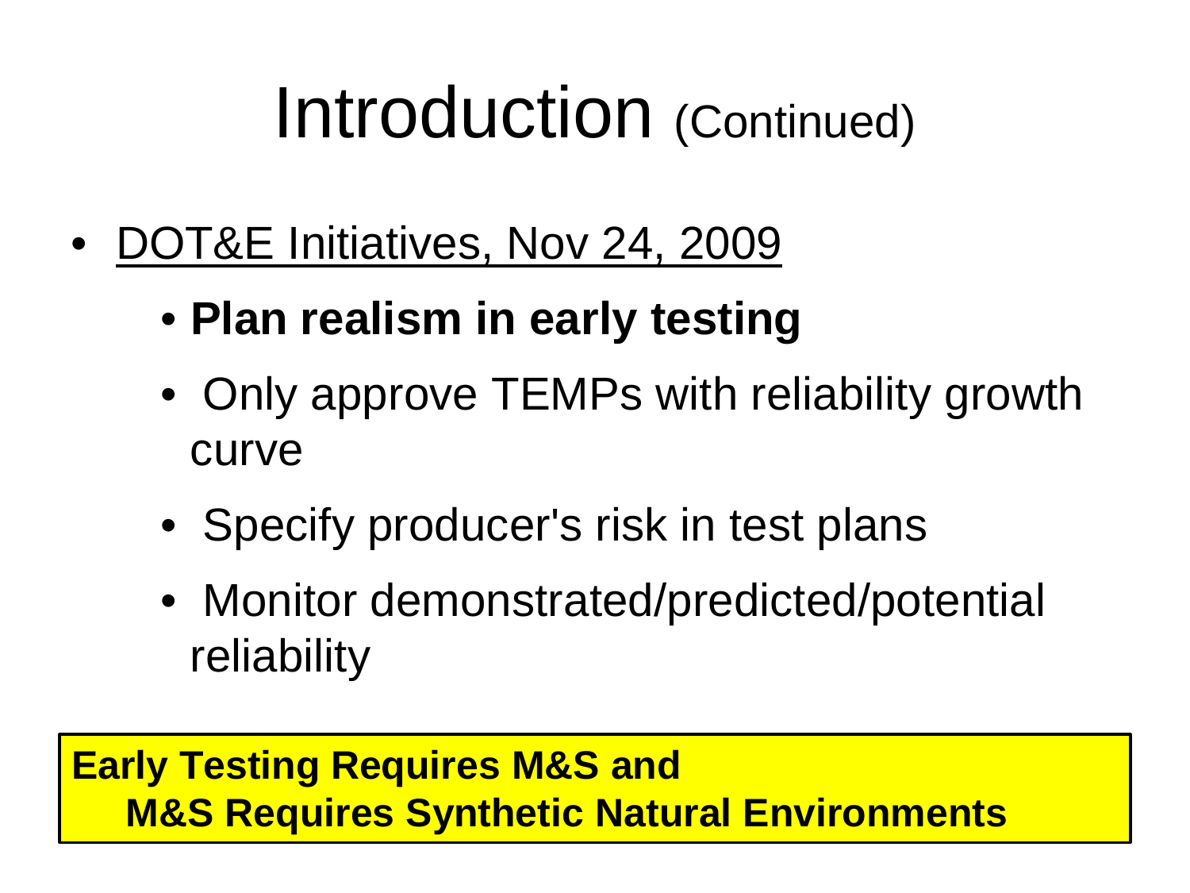# Introduction (Continued)

- DOT&E Initiatives, Nov 24, 2009
  - **Plan realism in early testing**
  - Only approve TEMPs with reliability growth curve
  - Specify producer's risk in test plans
  - Monitor demonstrated/predicted/potential reliability

**Early Testing Requires M&S and**
**M&S Requires Synthetic Natural Environments**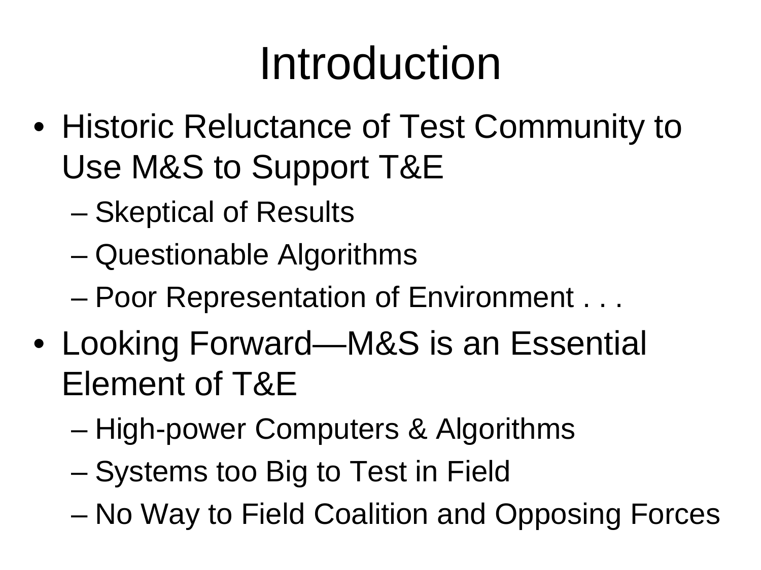# Introduction

- Historic Reluctance of Test Community to Use M&S to Support T&E
  - Skeptical of Results
  - Questionable Algorithms
  - Poor Representation of Environment . . .
- Looking Forward—M&S is an Essential Element of T&E
  - High-power Computers & Algorithms
  - Systems too Big to Test in Field
  - No Way to Field Coalition and Opposing Forces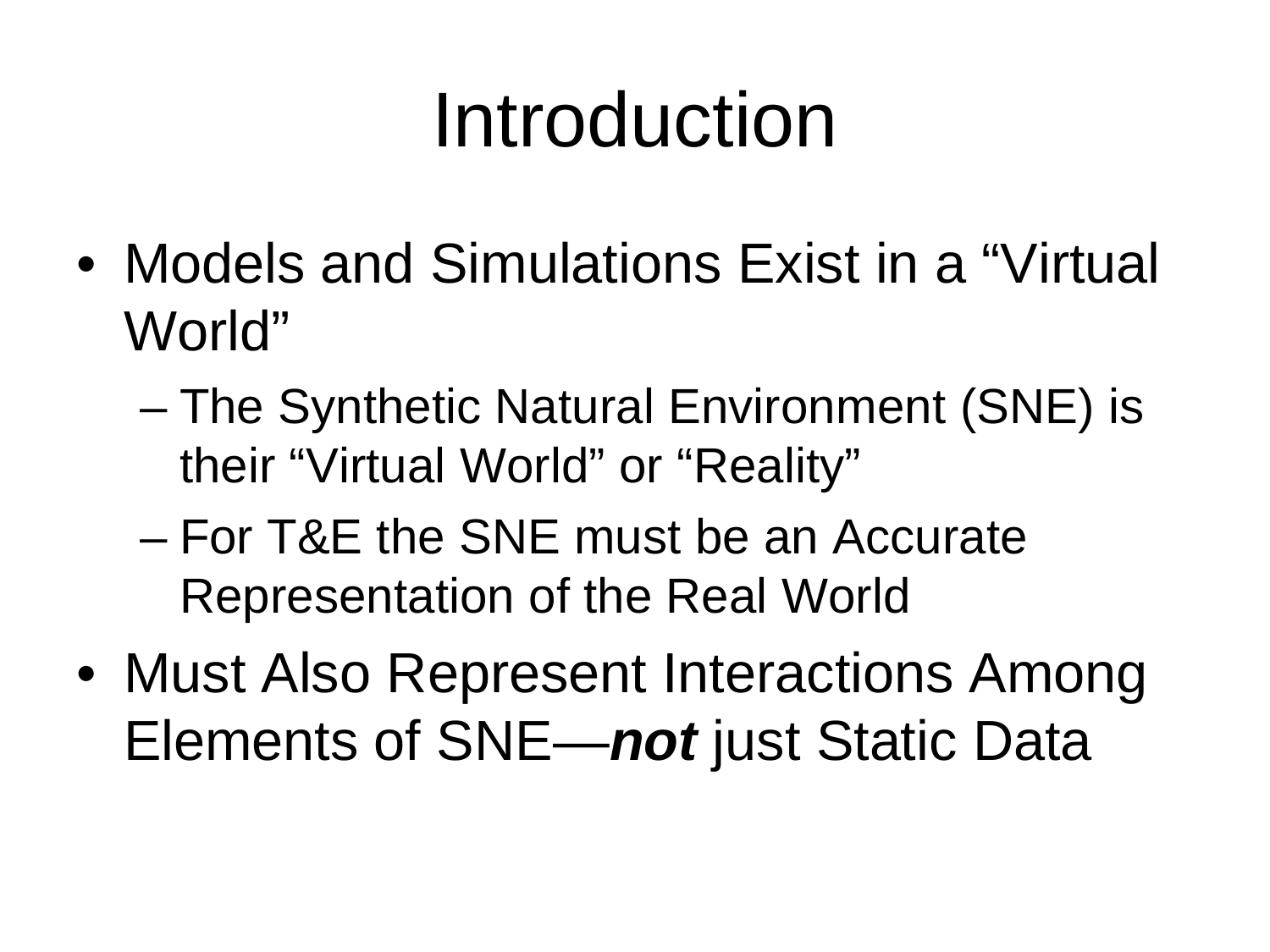# Introduction

- Models and Simulations Exist in a “Virtual World”
  - The Synthetic Natural Environment (SNE) is their “Virtual World” or “Reality”
  - For T&E the SNE must be an Accurate Representation of the Real World
- Must Also Represent Interactions Among Elements of SNE—***not*** just Static Data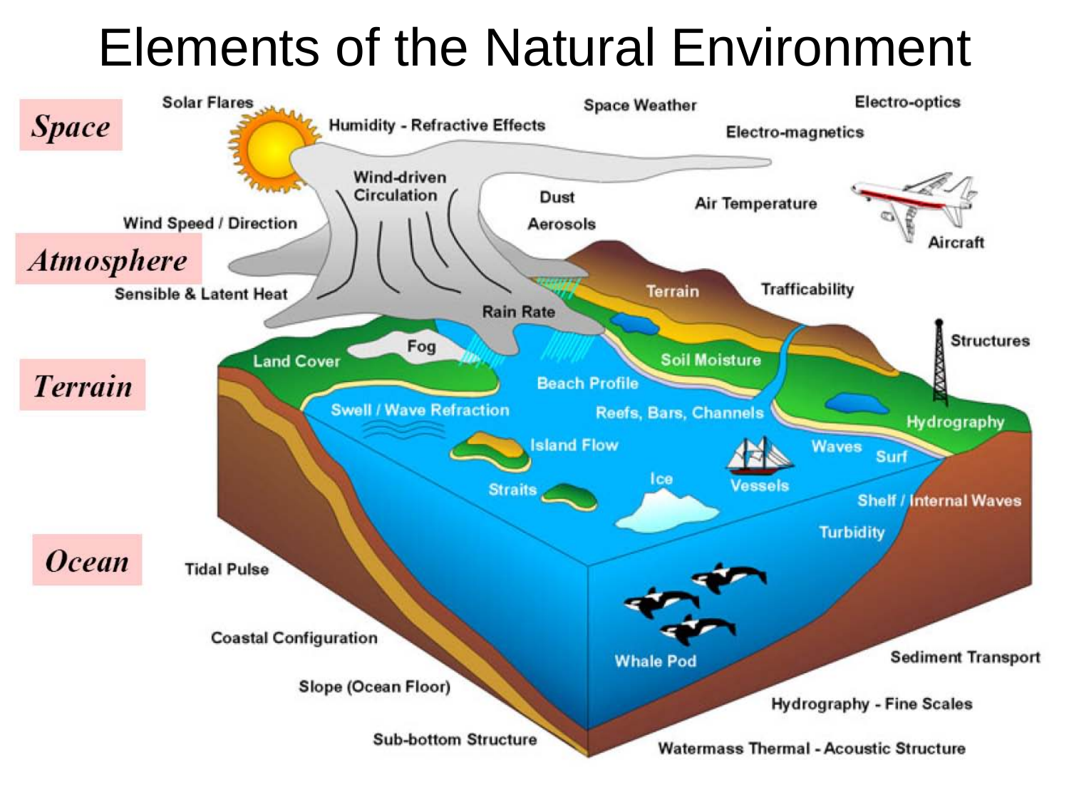# Elements of the Natural Environment

*Space*

Solar Flares

Humidity - Refractive Effects

Space Weather

Electro-optics

Electro-magnetics

*Atmosphere*

Wind-driven Circulation

Dust

Aerosols

Air Temperature

Aircraft

Wind Speed / Direction

Sensible & Latent Heat

Rain Rate

Terrain

Trafficability

*Terrain*

Fog

Land Cover

Soil Moisture

Structures

Beach Profile

Swell / Wave Refraction

Reefs, Bars, Channels

Hydrography

Island Flow

Waves

Surf

Straits

Ice

Vessels

Shelf / Internal Waves

Turbidity

*Ocean*

Tidal Pulse

Coastal Configuration

Whale Pod

Sediment Transport

Slope (Ocean Floor)

Hydrography - Fine Scales

Sub-bottom Structure

Watermass Thermal - Acoustic Structure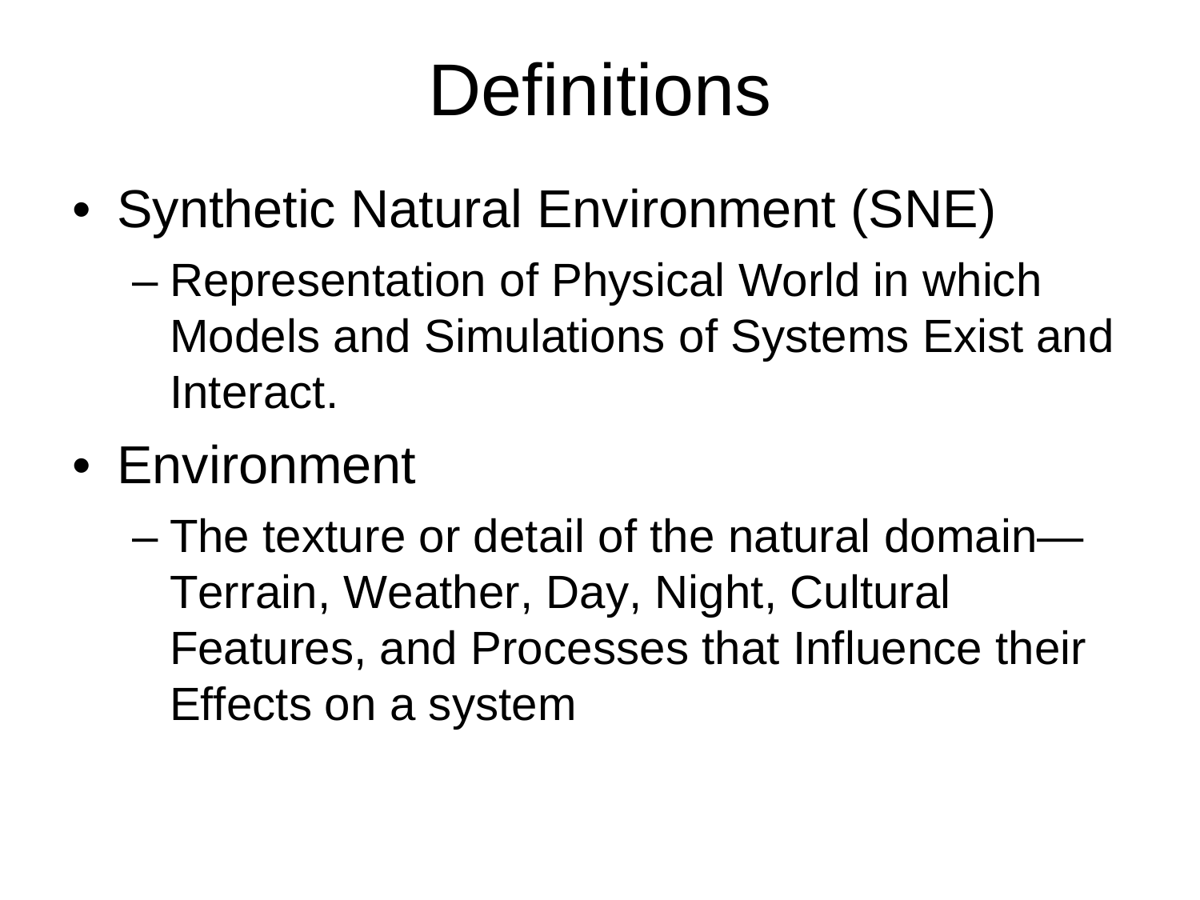# Definitions

- Synthetic Natural Environment (SNE)
  - Representation of Physical World in which Models and Simulations of Systems Exist and Interact.
- Environment
  - The texture or detail of the natural domain—Terrain, Weather, Day, Night, Cultural Features, and Processes that Influence their Effects on a system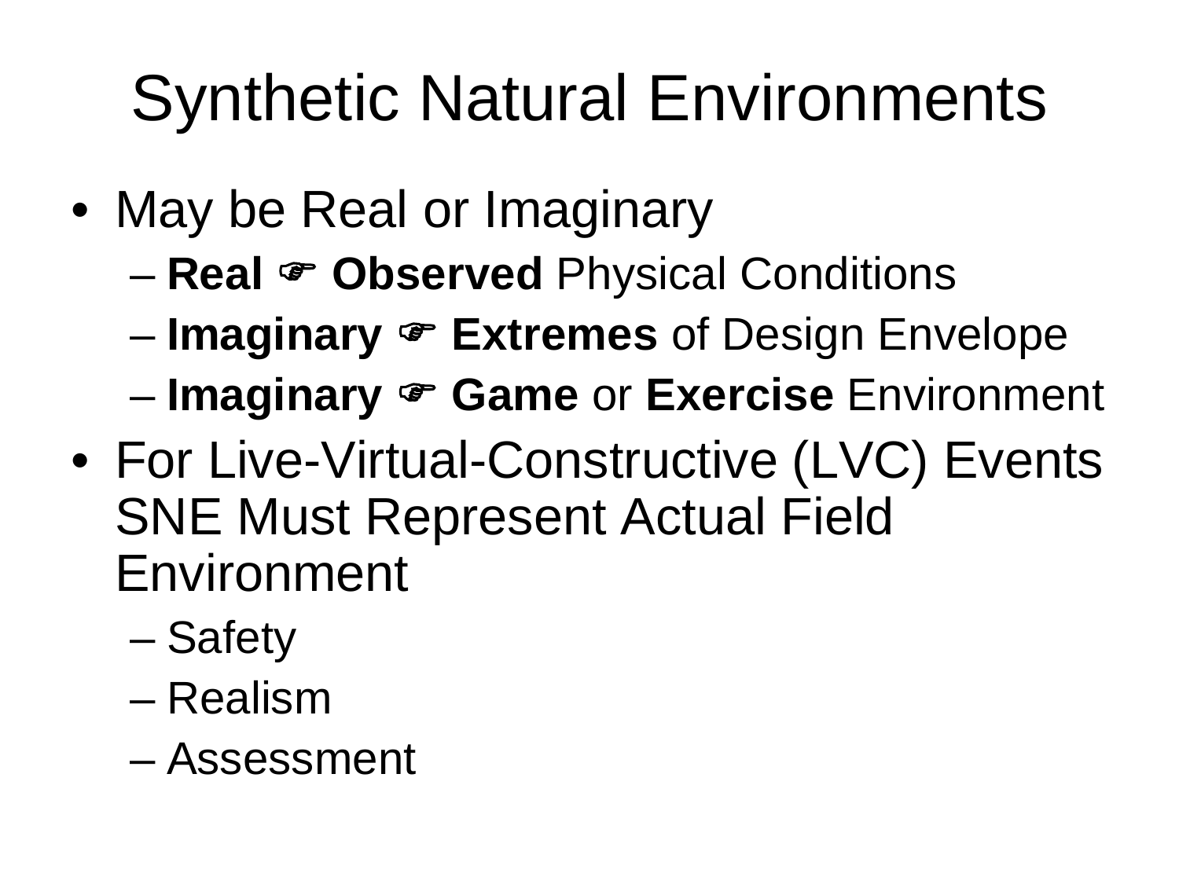# Synthetic Natural Environments

- May be Real or Imaginary
  - **Real** ☞ **Observed** Physical Conditions
  - **Imaginary** ☞ **Extremes** of Design Envelope
  - **Imaginary** ☞ **Game** or **Exercise** Environment
- For Live-Virtual-Constructive (LVC) Events SNE Must Represent Actual Field Environment
  - Safety
  - Realism
  - Assessment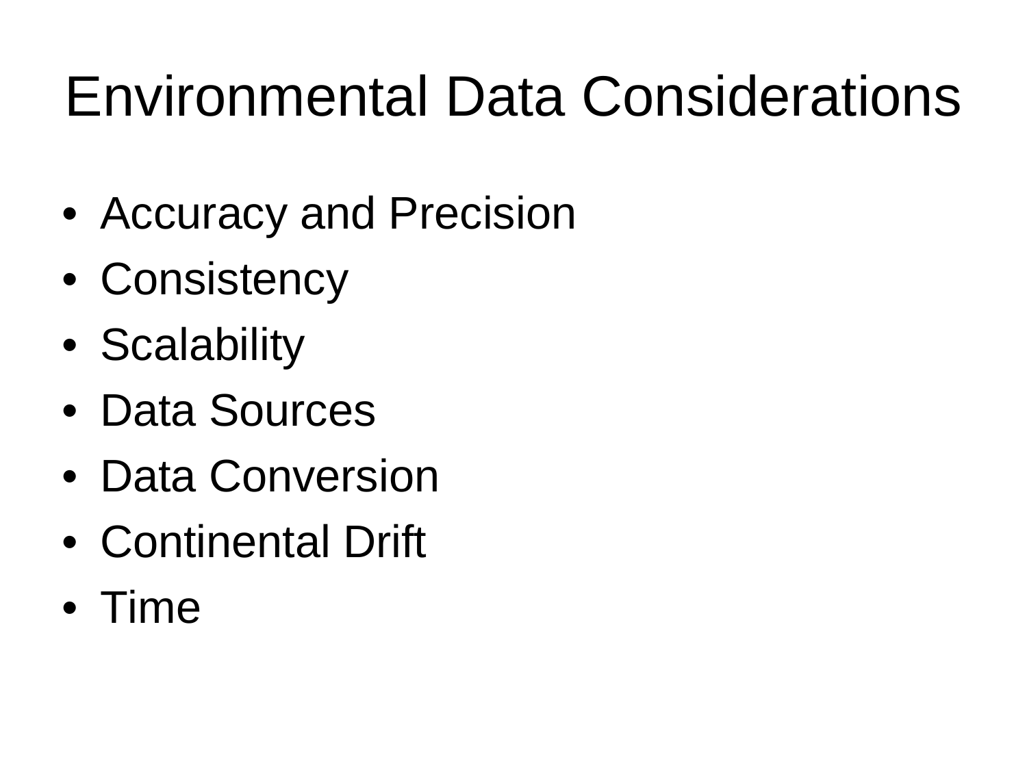# Environmental Data Considerations

- Accuracy and Precision
- Consistency
- Scalability
- Data Sources
- Data Conversion
- Continental Drift
- Time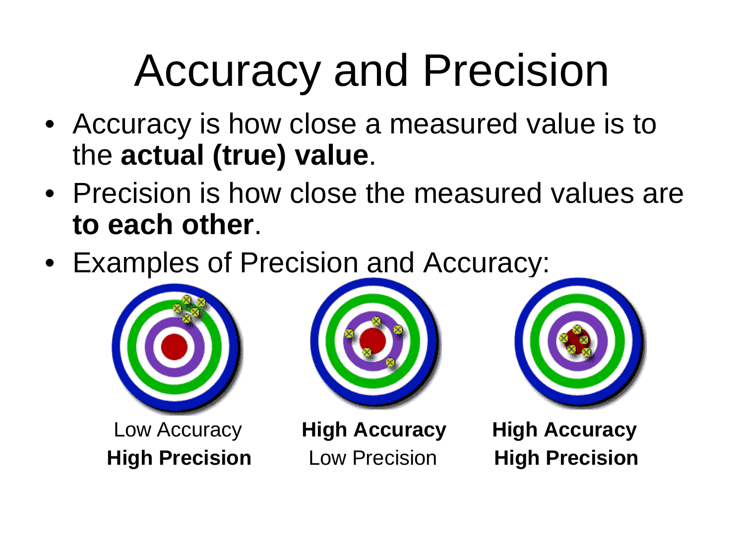# Accuracy and Precision

- Accuracy is how close a measured value is to the **actual (true) value**.
- Precision is how close the measured values are **to each other**.
- Examples of Precision and Accuracy:

Low Accuracy
**High Precision**

**High Accuracy**
Low Precision

**High Accuracy**
**High Precision**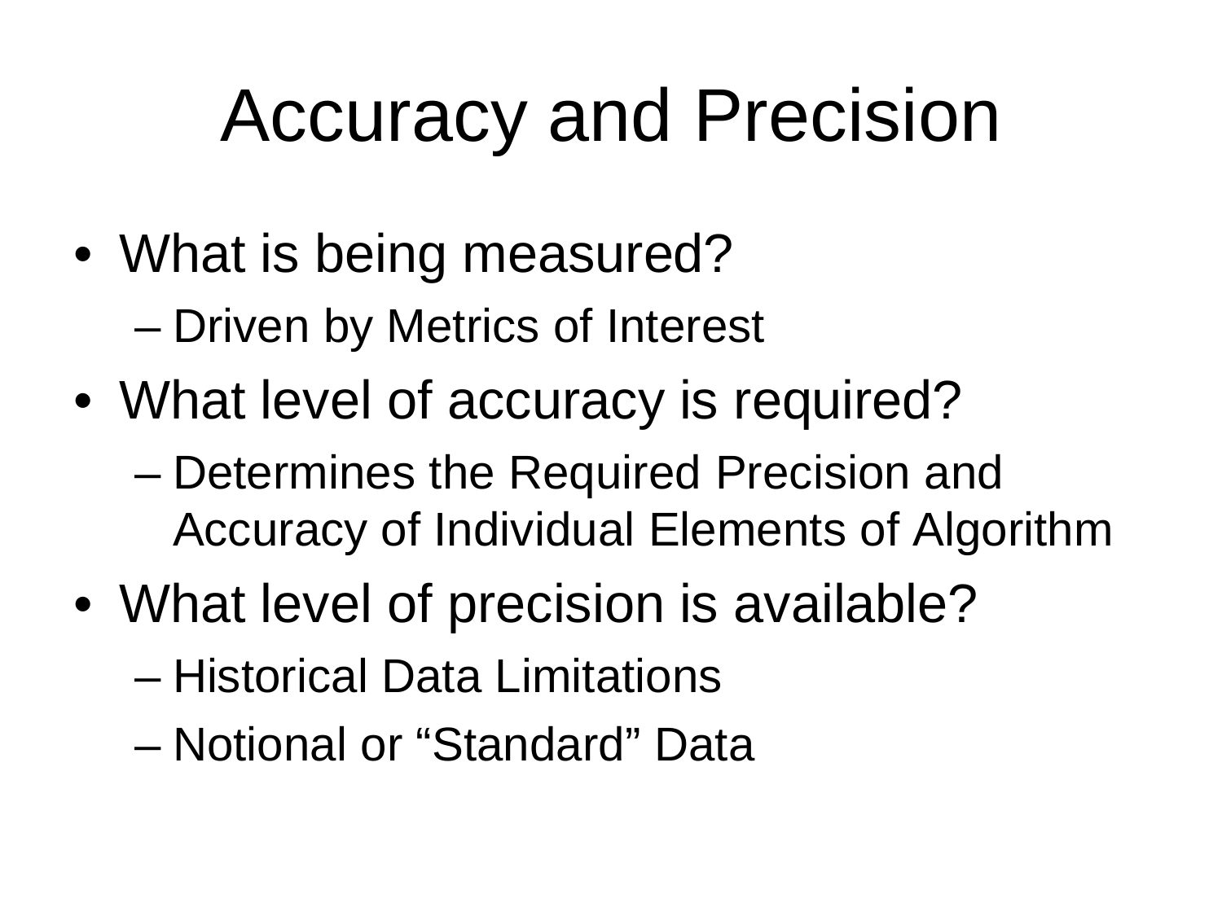# Accuracy and Precision

- What is being measured?
  - Driven by Metrics of Interest
- What level of accuracy is required?
  - Determines the Required Precision and Accuracy of Individual Elements of Algorithm
- What level of precision is available?
  - Historical Data Limitations
  - Notional or “Standard” Data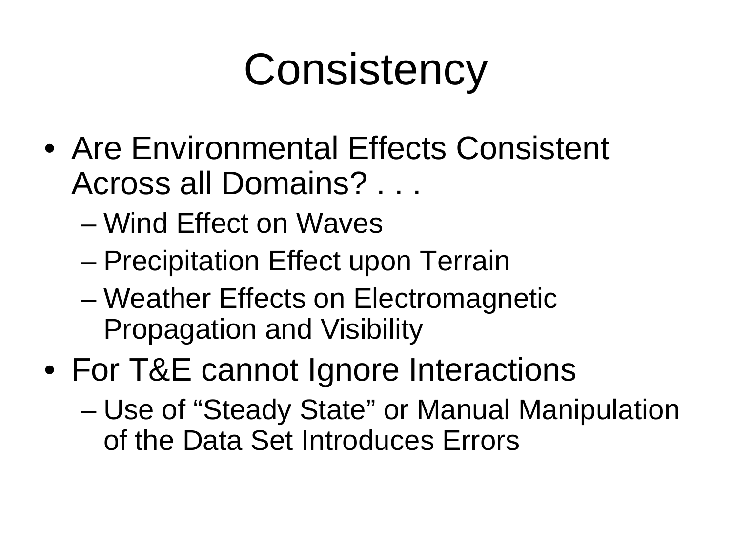# Consistency

- Are Environmental Effects Consistent Across all Domains? . . .
  - Wind Effect on Waves
  - Precipitation Effect upon Terrain
  - Weather Effects on Electromagnetic Propagation and Visibility
- For T&E cannot Ignore Interactions
  - Use of "Steady State" or Manual Manipulation of the Data Set Introduces Errors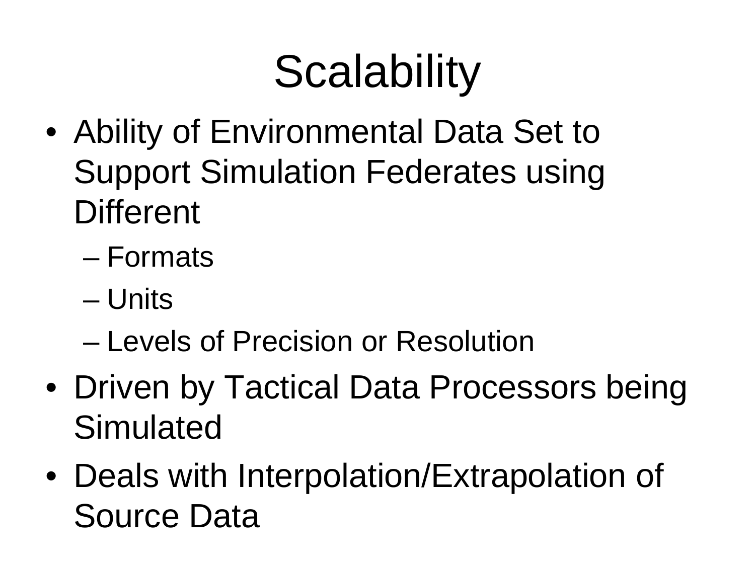# Scalability

- Ability of Environmental Data Set to Support Simulation Federates using Different
  - Formats
  - Units
  - Levels of Precision or Resolution
- Driven by Tactical Data Processors being Simulated
- Deals with Interpolation/Extrapolation of Source Data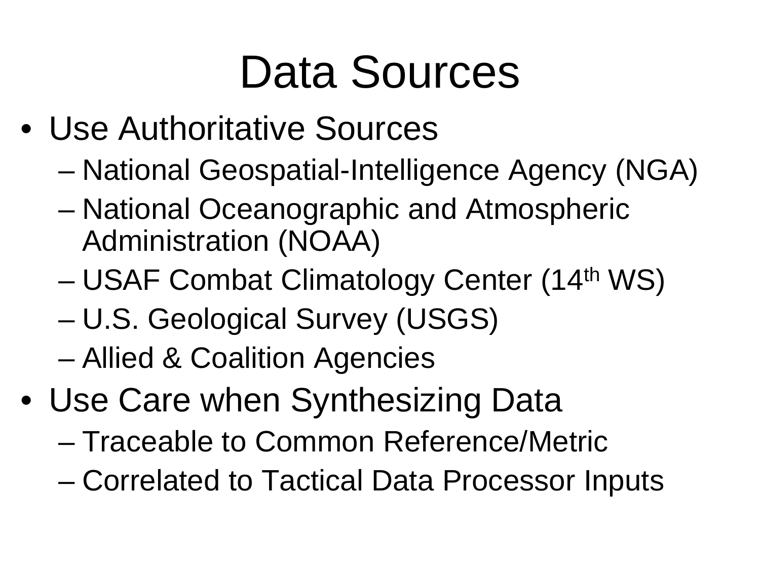# Data Sources

- Use Authoritative Sources
  - National Geospatial-Intelligence Agency (NGA)
  - National Oceanographic and Atmospheric Administration (NOAA)
  - USAF Combat Climatology Center (14th WS)
  - U.S. Geological Survey (USGS)
  - Allied & Coalition Agencies
- Use Care when Synthesizing Data
  - Traceable to Common Reference/Metric
  - Correlated to Tactical Data Processor Inputs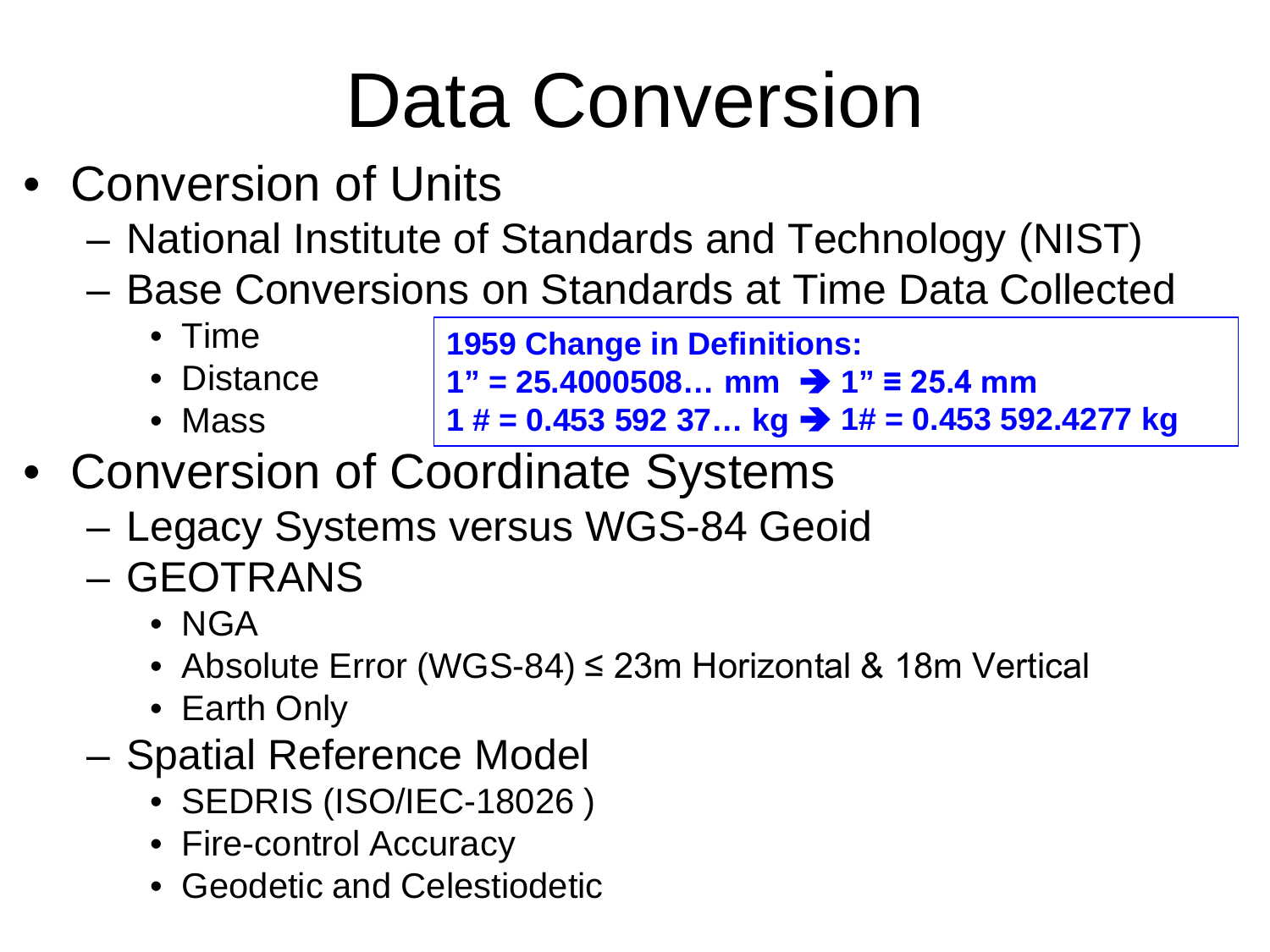# Data Conversion

- Conversion of Units
  - National Institute of Standards and Technology (NIST)
  - Base Conversions on Standards at Time Data Collected
    - Time
    - Distance
    - Mass

**1959 Change in Definitions:**
**1” = 25.4000508… mm ➔ 1” ≡ 25.4 mm**
**1 # = 0.453 592 37… kg ➔ 1# = 0.453 592.4277 kg**

- Conversion of Coordinate Systems
  - Legacy Systems versus WGS-84 Geoid
  - GEOTRANS
    - NGA
    - Absolute Error (WGS-84) ≤ 23m Horizontal & 18m Vertical
    - Earth Only
  - Spatial Reference Model
    - SEDRIS (ISO/IEC-18026 )
    - Fire-control Accuracy
    - Geodetic and Celestiodetic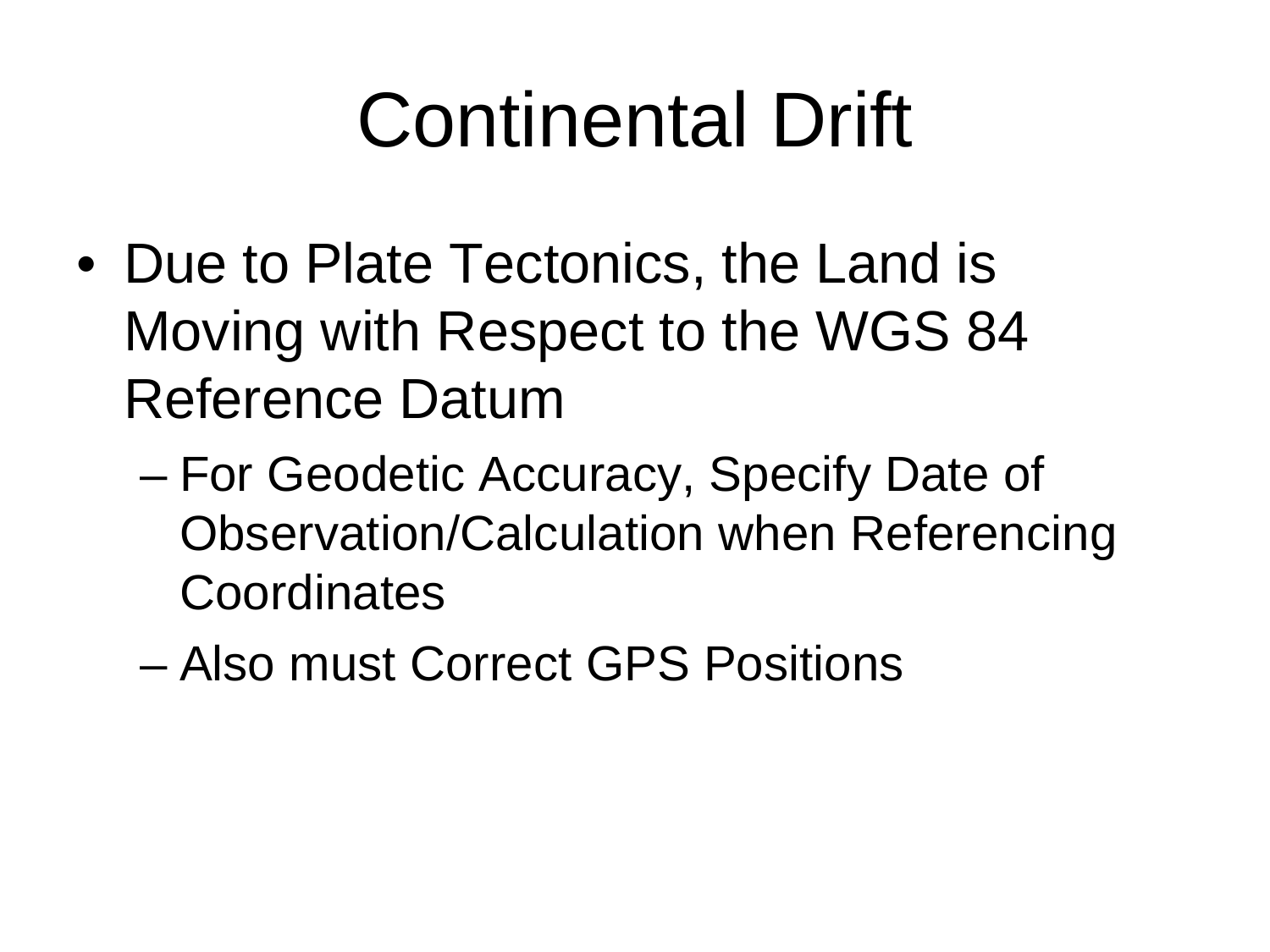# Continental Drift

- Due to Plate Tectonics, the Land is Moving with Respect to the WGS 84 Reference Datum
  - For Geodetic Accuracy, Specify Date of Observation/Calculation when Referencing Coordinates
  - Also must Correct GPS Positions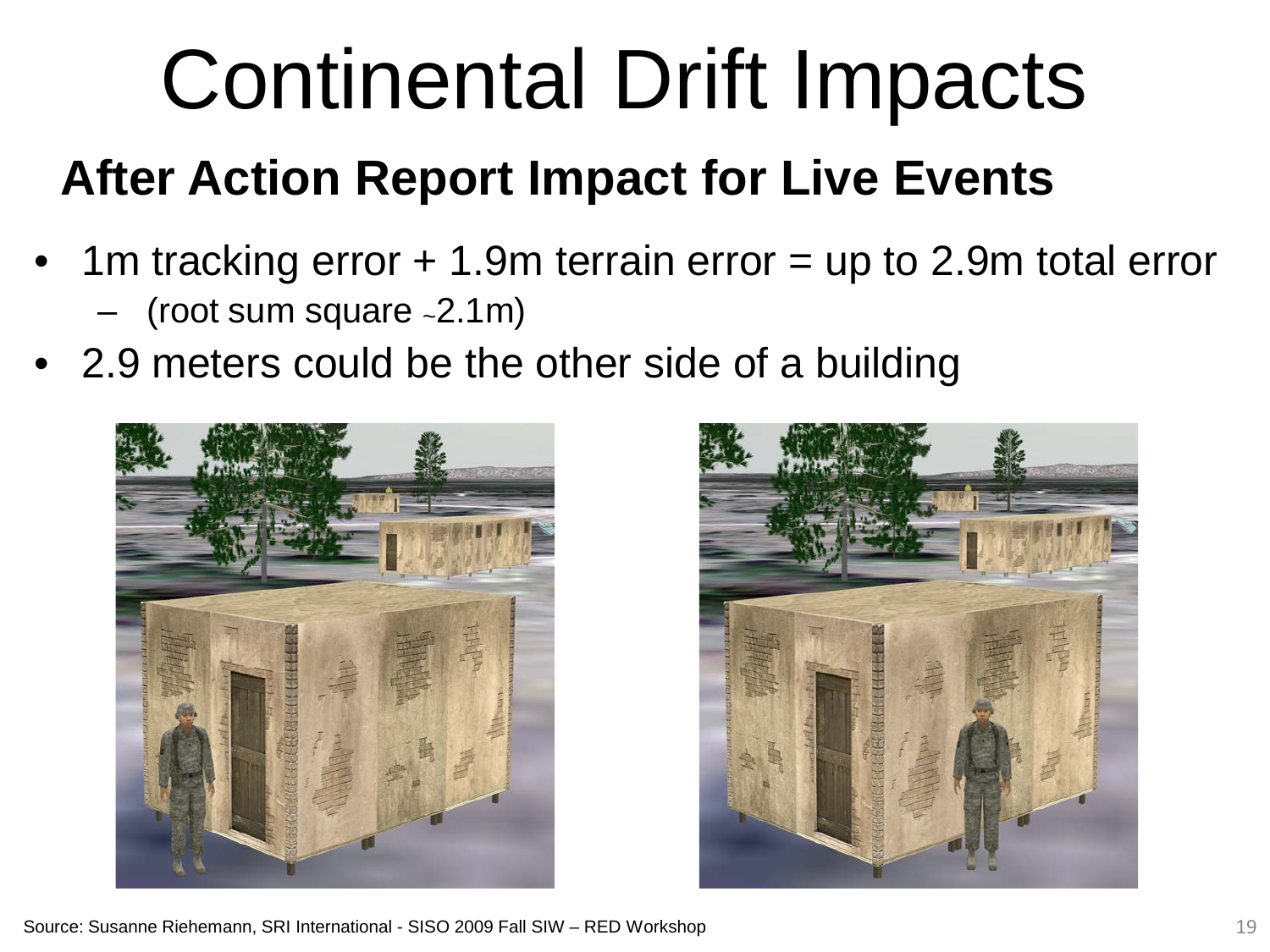# Continental Drift Impacts

## After Action Report Impact for Live Events

- 1m tracking error + 1.9m terrain error = up to 2.9m total error
  - (root sum square ~2.1m)
- 2.9 meters could be the other side of a building

Source: Susanne Riehemann, SRI International - SISO 2009 Fall SIW – RED Workshop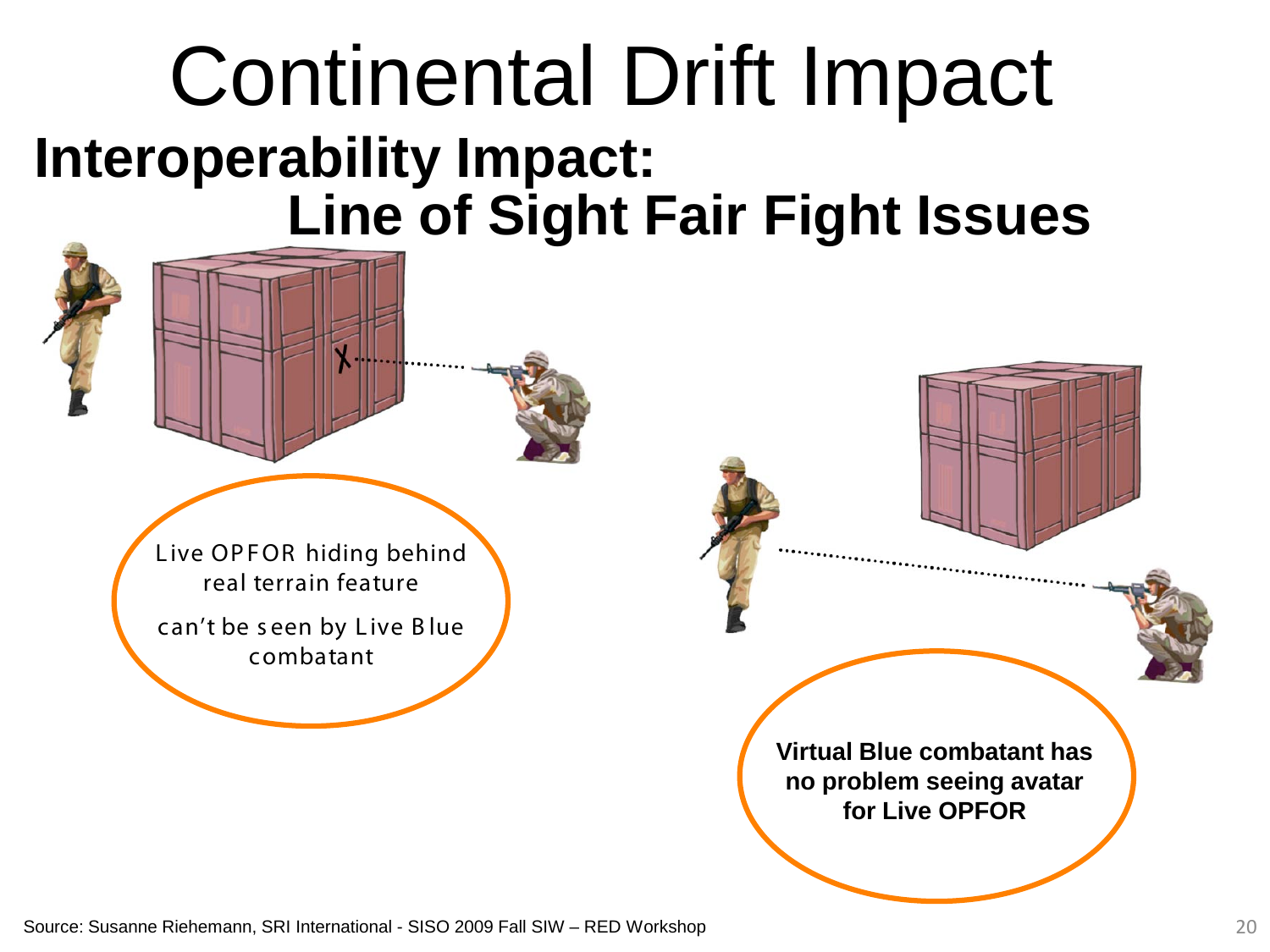# Continental Drift Impact

## Interoperability Impact: Line of Sight Fair Fight Issues

Live OPFOR hiding behind real terrain feature

can't be seen by Live Blue combatant

**Virtual Blue combatant has no problem seeing avatar for Live OPFOR**

Source: Susanne Riehemann, SRI International - SISO 2009 Fall SIW – RED Workshop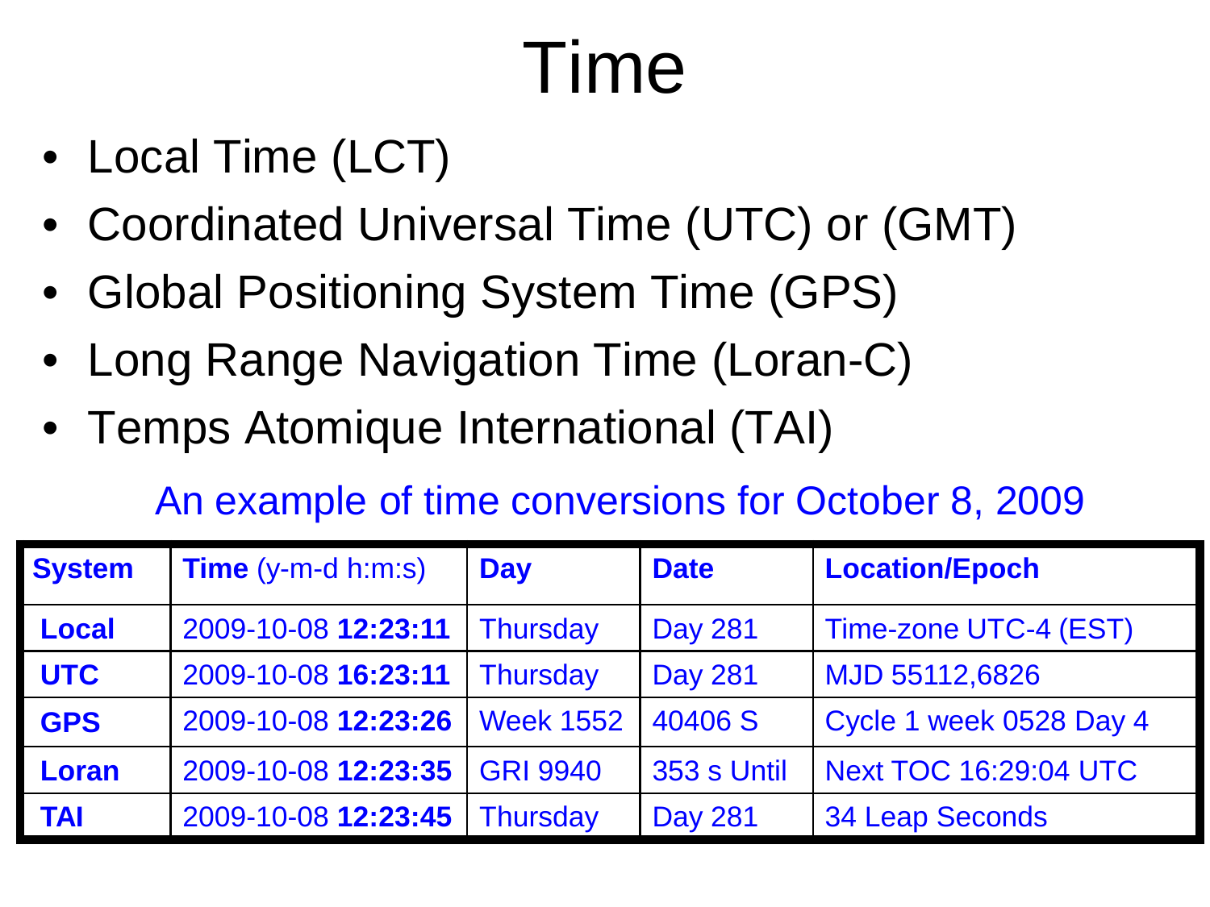# Time

- Local Time (LCT)
- Coordinated Universal Time (UTC) or (GMT)
- Global Positioning System Time (GPS)
- Long Range Navigation Time (Loran-C)
- Temps Atomique International (TAI)

An example of time conversions for October 8, 2009

| **System** | **Time** (y-m-d h:m:s) | **Day** | **Date** | **Location/Epoch** |
|---|---|---|---|---|
| **Local** | 2009-10-08 **12:23:11** | Thursday | Day 281 | Time-zone UTC-4 (EST) |
| **UTC** | 2009-10-08 **16:23:11** | Thursday | Day 281 | MJD 55112,6826 |
| **GPS** | 2009-10-08 **12:23:26** | Week 1552 | 40406 S | Cycle 1 week 0528 Day 4 |
| **Loran** | 2009-10-08 **12:23:35** | GRI 9940 | 353 s Until | Next TOC 16:29:04 UTC |
| **TAI** | 2009-10-08 **12:23:45** | Thursday | Day 281 | 34 Leap Seconds |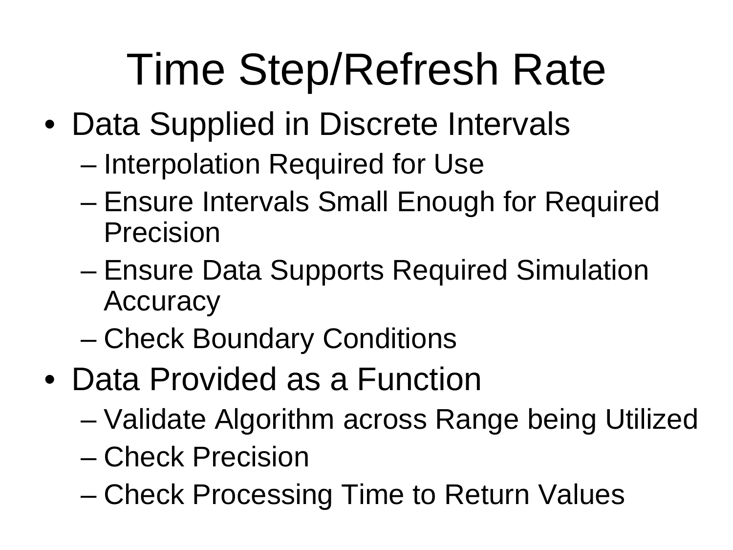# Time Step/Refresh Rate

- Data Supplied in Discrete Intervals
  - Interpolation Required for Use
  - Ensure Intervals Small Enough for Required Precision
  - Ensure Data Supports Required Simulation Accuracy
  - Check Boundary Conditions
- Data Provided as a Function
  - Validate Algorithm across Range being Utilized
  - Check Precision
  - Check Processing Time to Return Values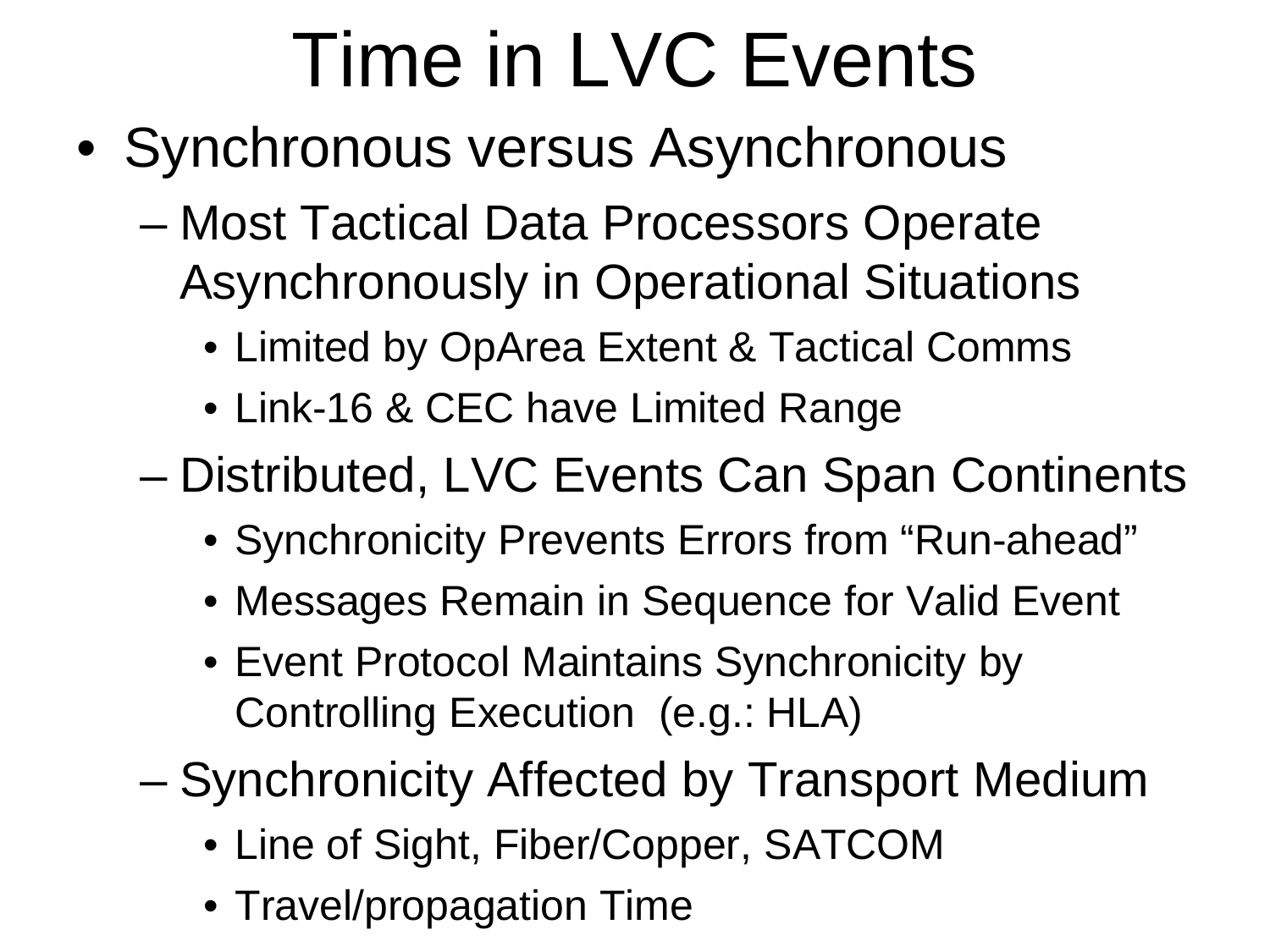# Time in LVC Events

- Synchronous versus Asynchronous
  - Most Tactical Data Processors Operate Asynchronously in Operational Situations
    - Limited by OpArea Extent & Tactical Comms
    - Link-16 & CEC have Limited Range
  - Distributed, LVC Events Can Span Continents
    - Synchronicity Prevents Errors from “Run-ahead”
    - Messages Remain in Sequence for Valid Event
    - Event Protocol Maintains Synchronicity by Controlling Execution (e.g.: HLA)
  - Synchronicity Affected by Transport Medium
    - Line of Sight, Fiber/Copper, SATCOM
    - Travel/propagation Time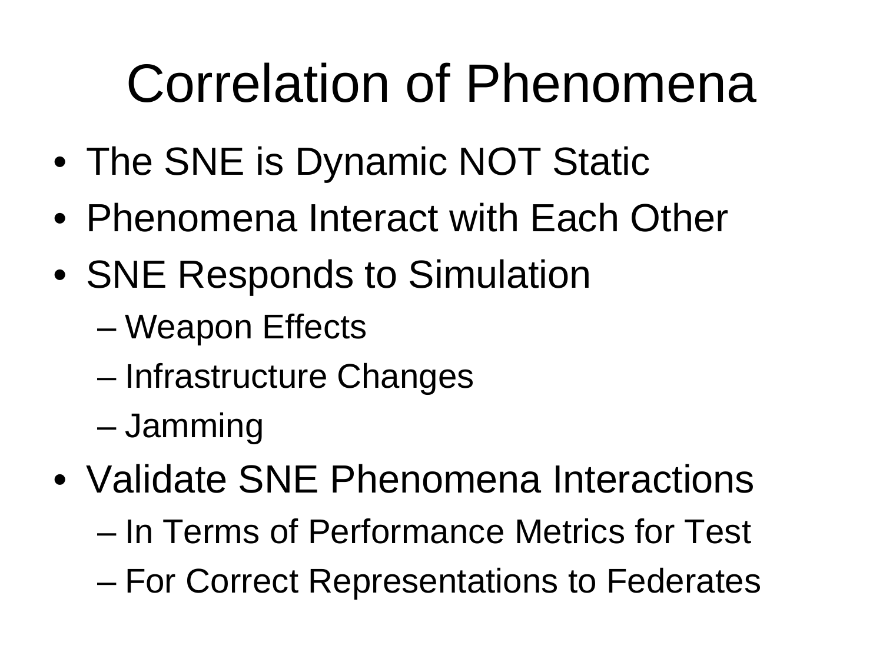# Correlation of Phenomena

- The SNE is Dynamic NOT Static
- Phenomena Interact with Each Other
- SNE Responds to Simulation
  - Weapon Effects
  - Infrastructure Changes
  - Jamming
- Validate SNE Phenomena Interactions
  - In Terms of Performance Metrics for Test
  - For Correct Representations to Federates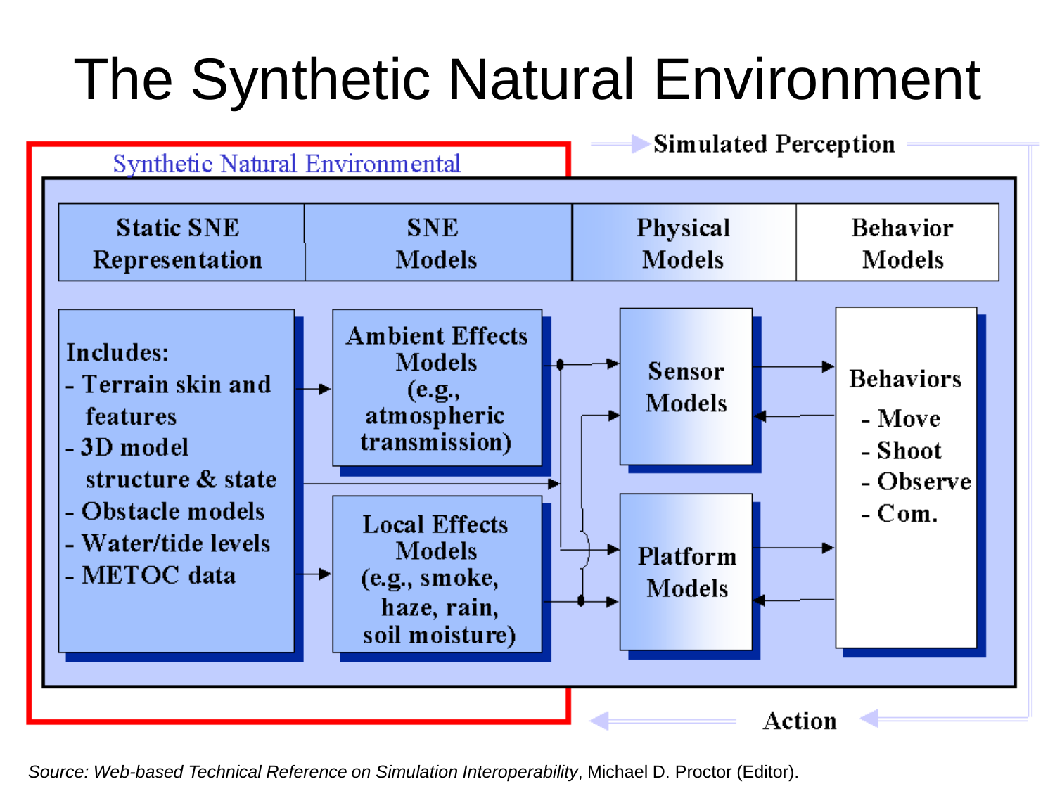# The Synthetic Natural Environment

Simulated Perception

Synthetic Natural Environmental

| Static SNE Representation | SNE Models | Physical Models | Behavior Models |
| --- | --- | --- | --- |

**Includes:**
- Terrain skin and features
- 3D model structure & state
- Obstacle models
- Water/tide levels
- METOC data

**Ambient Effects Models** (e.g., atmospheric transmission)

**Local Effects Models** (e.g., smoke, haze, rain, soil moisture)

**Sensor Models**

**Platform Models**

**Behaviors**
- Move
- Shoot
- Observe
- Com.

Action

*Source: Web-based Technical Reference on Simulation Interoperability*, Michael D. Proctor (Editor).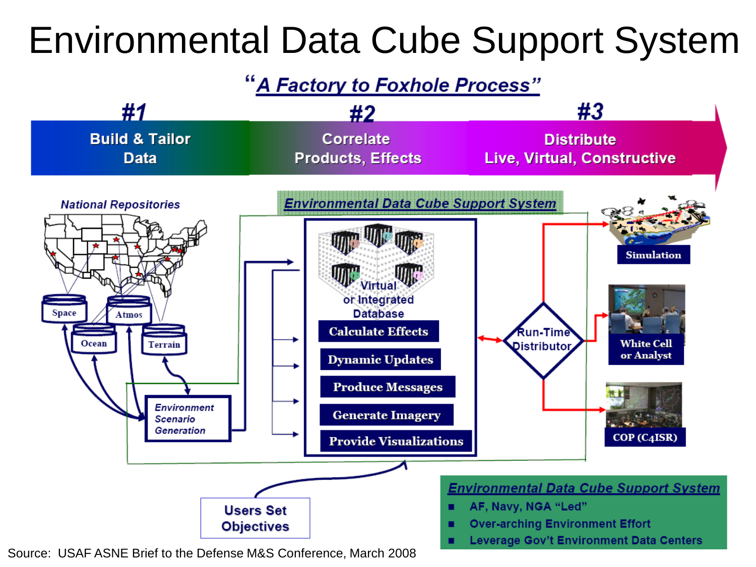# Environmental Data Cube Support System

"*A Factory to Foxhole Process*"

**#1** Build & Tailor Data

**#2** Correlate Products, Effects

**#3** Distribute Live, Virtual, Constructive

*National Repositories*

Space | Atmos | Ocean | Terrain

*Environment Scenario Generation*

*Environmental Data Cube Support System*

Virtual or Integrated Database

- Calculate Effects
- Dynamic Updates
- Produce Messages
- Generate Imagery
- Provide Visualizations

Run-Time Distributor

Simulation

White Cell or Analyst

COP (C4ISR)

Users Set Objectives

*Environmental Data Cube Support System*

- AF, Navy, NGA "Led"
- Over-arching Environment Effort
- Leverage Gov't Environment Data Centers

Source: USAF ASNE Brief to the Defense M&S Conference, March 2008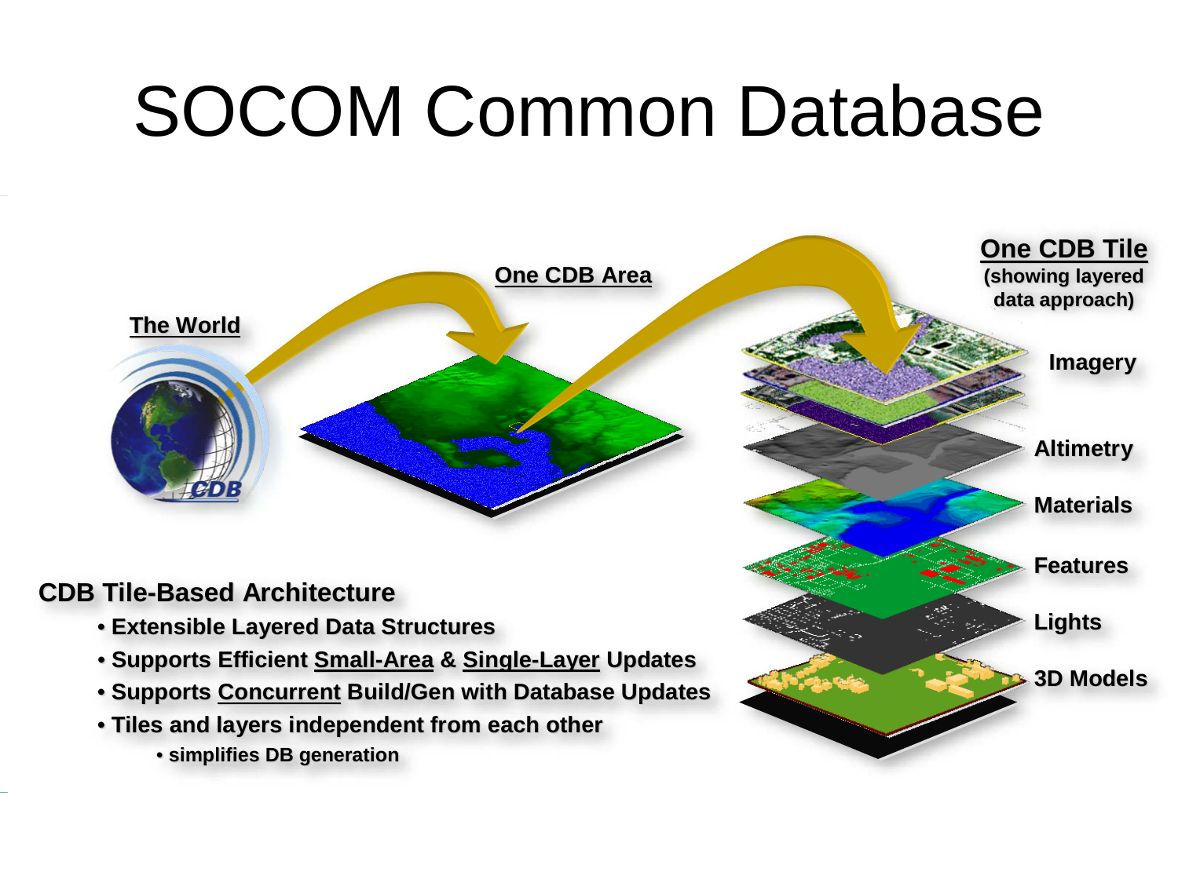# SOCOM Common Database

The World

One CDB Area

One CDB Tile (showing layered data approach)

- Imagery
- Altimetry
- Materials
- Features
- Lights
- 3D Models

**CDB Tile-Based Architecture**

- **Extensible Layered Data Structures**
- **Supports Efficient Small-Area & Single-Layer Updates**
- **Supports Concurrent Build/Gen with Database Updates**
- **Tiles and layers independent from each other**
  - **simplifies DB generation**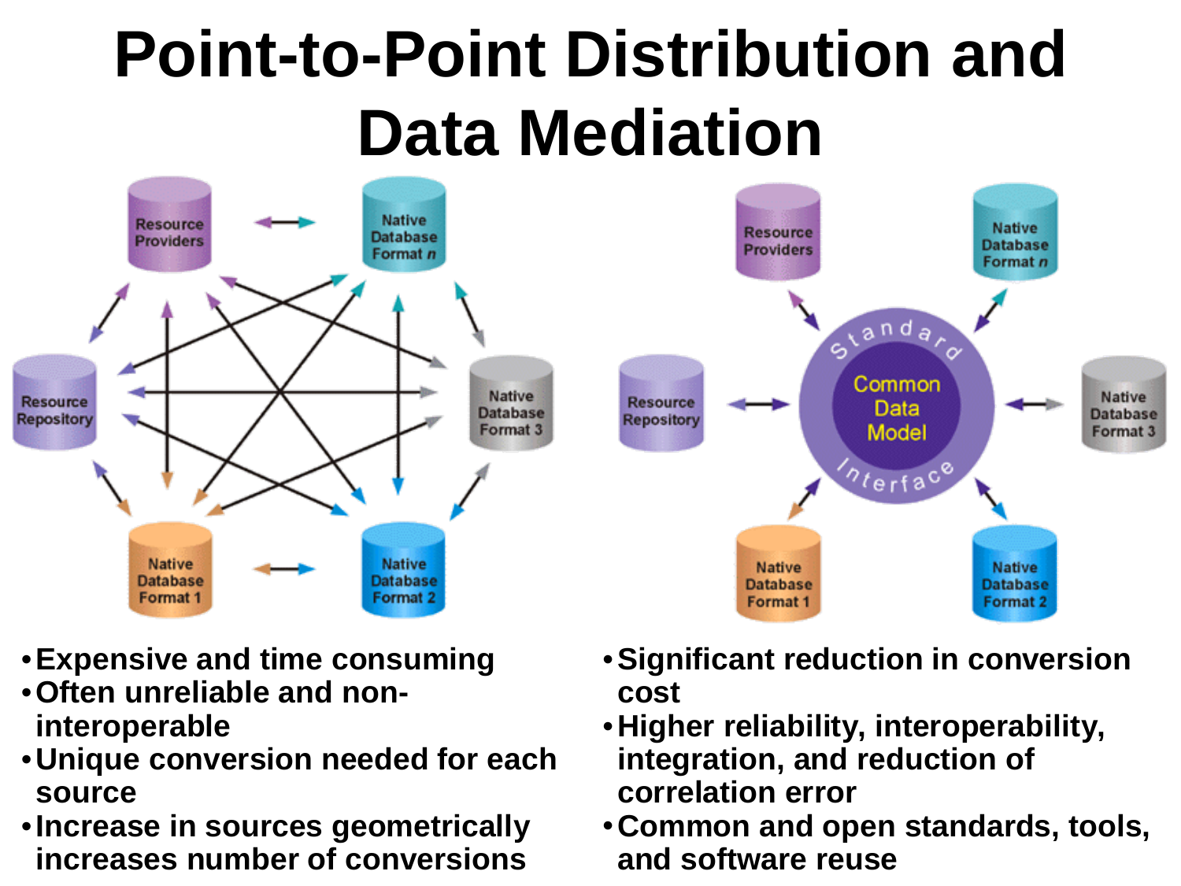# Point-to-Point Distribution and Data Mediation

- Expensive and time consuming
- Often unreliable and non-interoperable
- Unique conversion needed for each source
- Increase in sources geometrically increases number of conversions

- Significant reduction in conversion cost
- Higher reliability, interoperability, integration, and reduction of correlation error
- Common and open standards, tools, and software reuse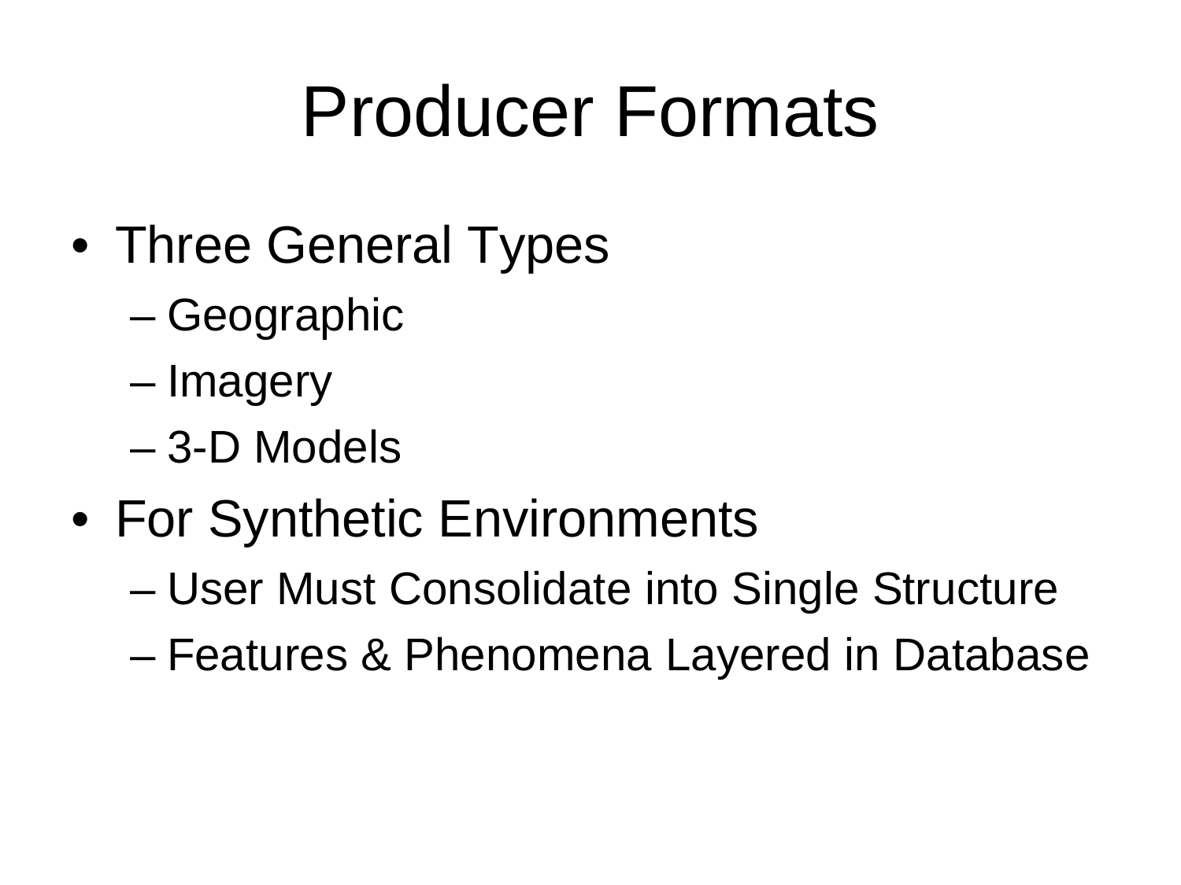# Producer Formats

- Three General Types
  - Geographic
  - Imagery
  - 3-D Models
- For Synthetic Environments
  - User Must Consolidate into Single Structure
  - Features & Phenomena Layered in Database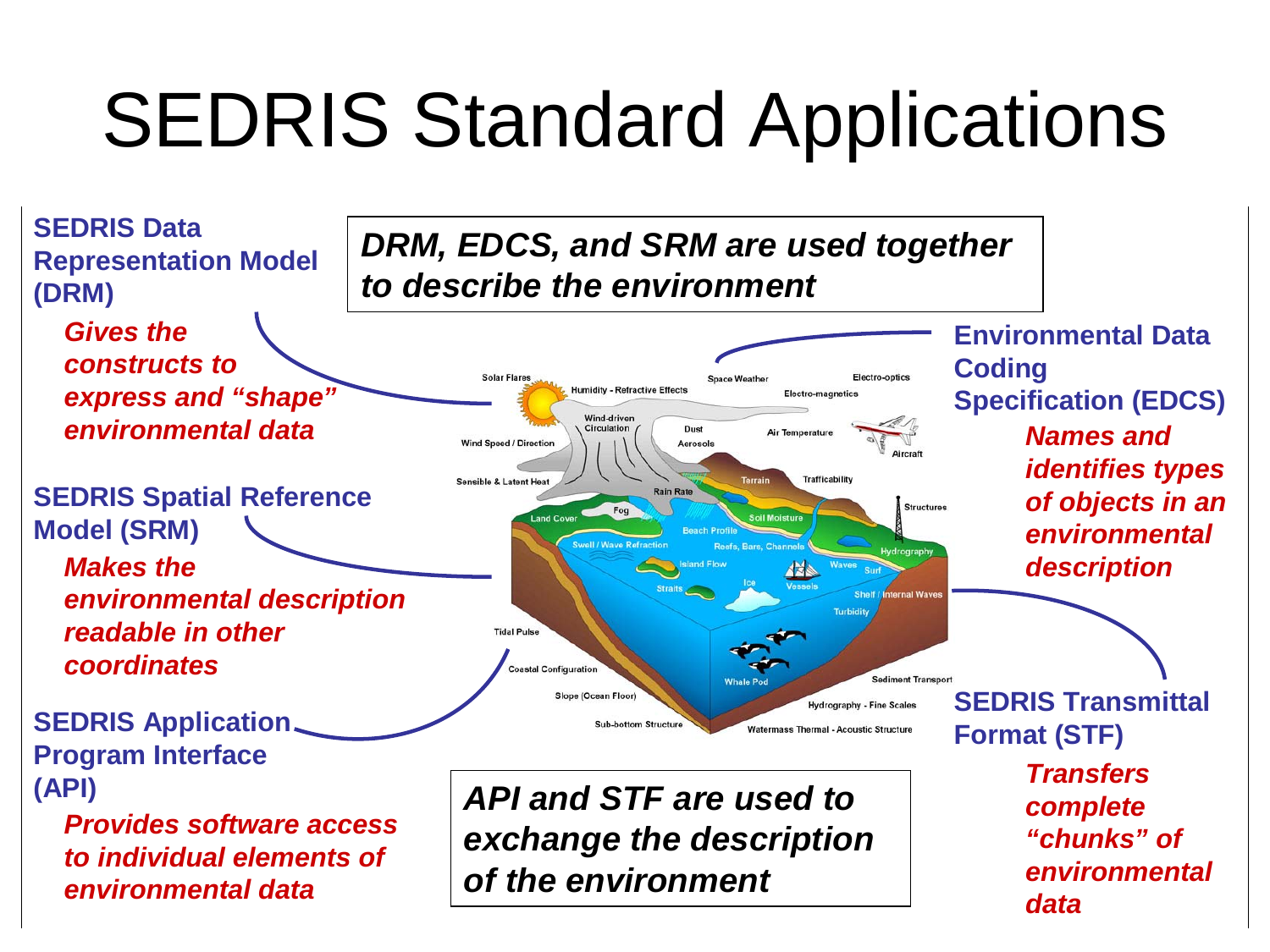# SEDRIS Standard Applications

**SEDRIS Data Representation Model (DRM)**

***Gives the constructs to express and "shape" environmental data***

**SEDRIS Spatial Reference Model (SRM)**

***Makes the environmental description readable in other coordinates***

**SEDRIS Application Program Interface (API)**

***Provides software access to individual elements of environmental data***

***DRM, EDCS, and SRM are used together to describe the environment***

**Environmental Data Coding Specification (EDCS)**

***Names and identifies types of objects in an environmental description***

**SEDRIS Transmittal Format (STF)**

***Transfers complete "chunks" of environmental data***

***API and STF are used to exchange the description of the environment***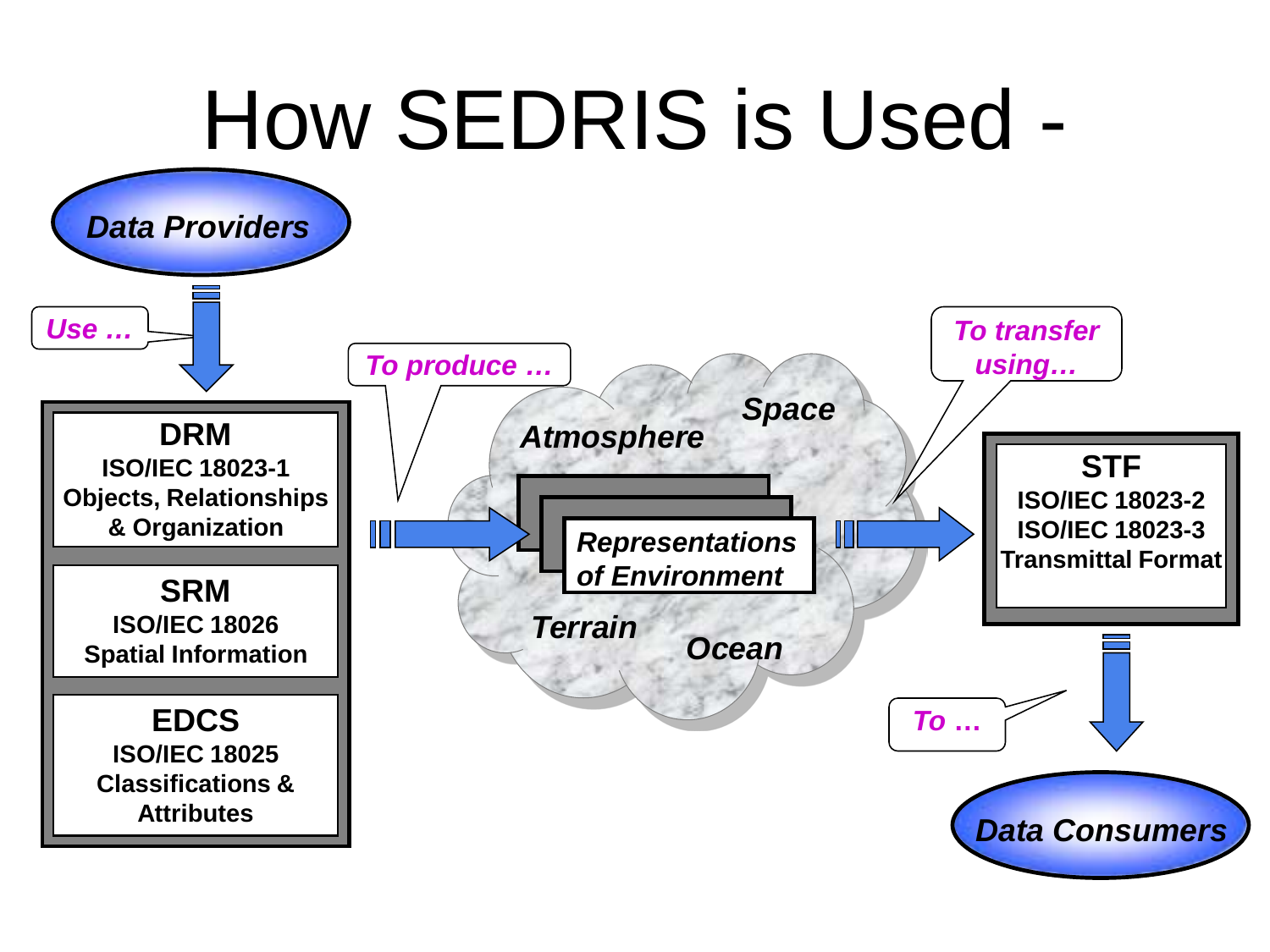# How SEDRIS is Used -

**Data Providers**

*Use …*

**DRM**
**ISO/IEC 18023-1**
**Objects, Relationships & Organization**

**SRM**
**ISO/IEC 18026**
**Spatial Information**

**EDCS**
**ISO/IEC 18025**
**Classifications & Attributes**

*To produce …*

***Atmosphere***

***Space***

***Representations of Environment***

***Terrain***

***Ocean***

*To transfer using…*

**STF**
**ISO/IEC 18023-2**
**ISO/IEC 18023-3**
**Transmittal Format**

*To …*

**Data Consumers**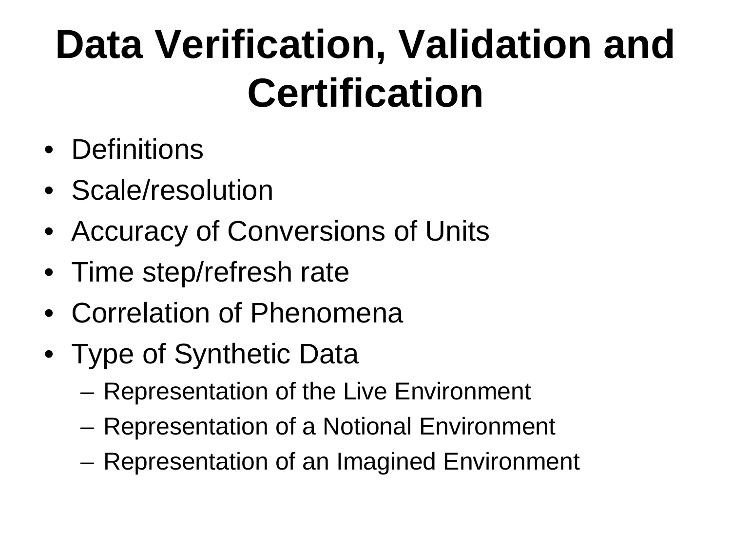# Data Verification, Validation and Certification

- Definitions
- Scale/resolution
- Accuracy of Conversions of Units
- Time step/refresh rate
- Correlation of Phenomena
- Type of Synthetic Data
  - Representation of the Live Environment
  - Representation of a Notional Environment
  - Representation of an Imagined Environment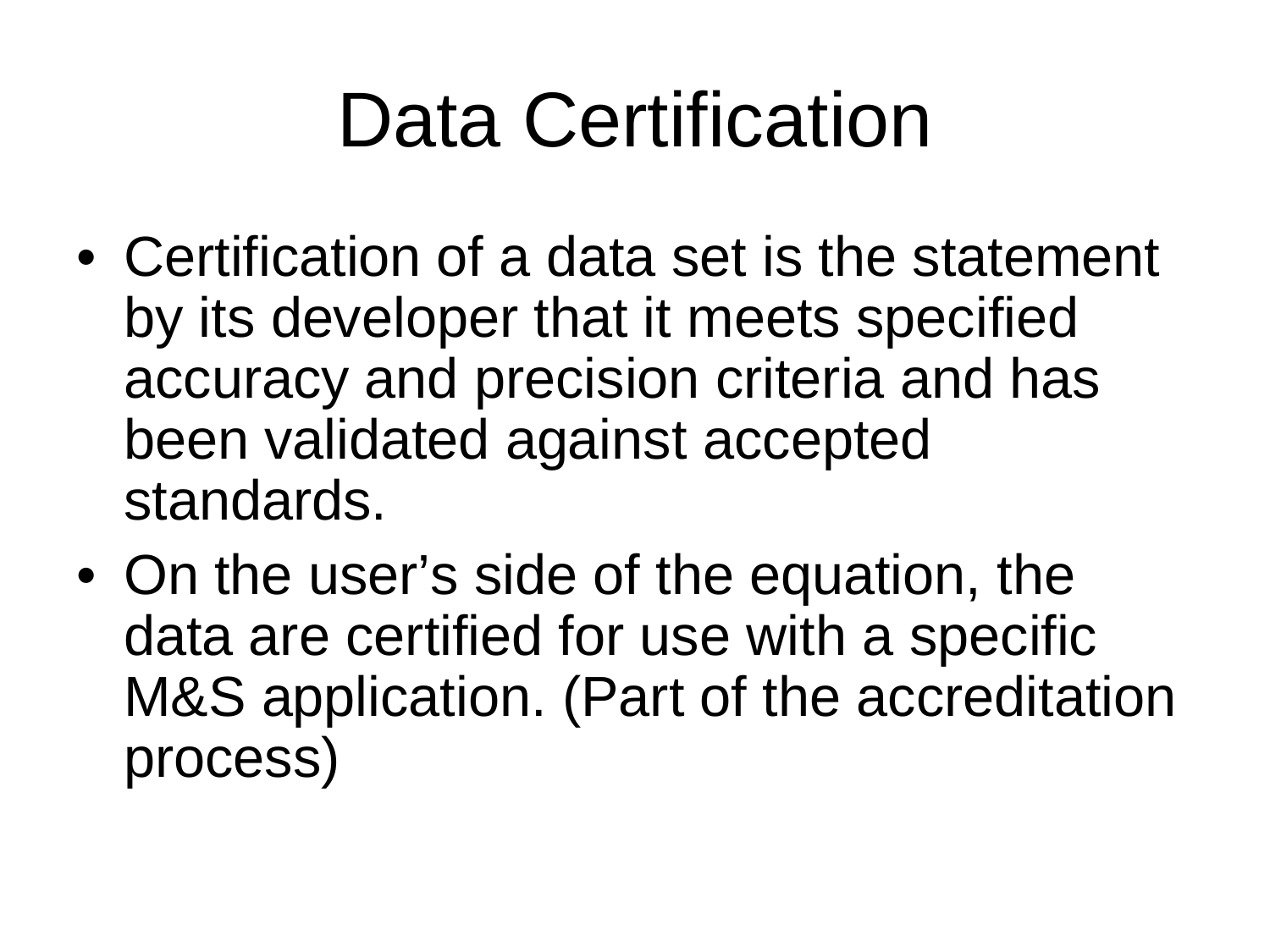# Data Certification

- Certification of a data set is the statement by its developer that it meets specified accuracy and precision criteria and has been validated against accepted standards.
- On the user's side of the equation, the data are certified for use with a specific M&S application. (Part of the accreditation process)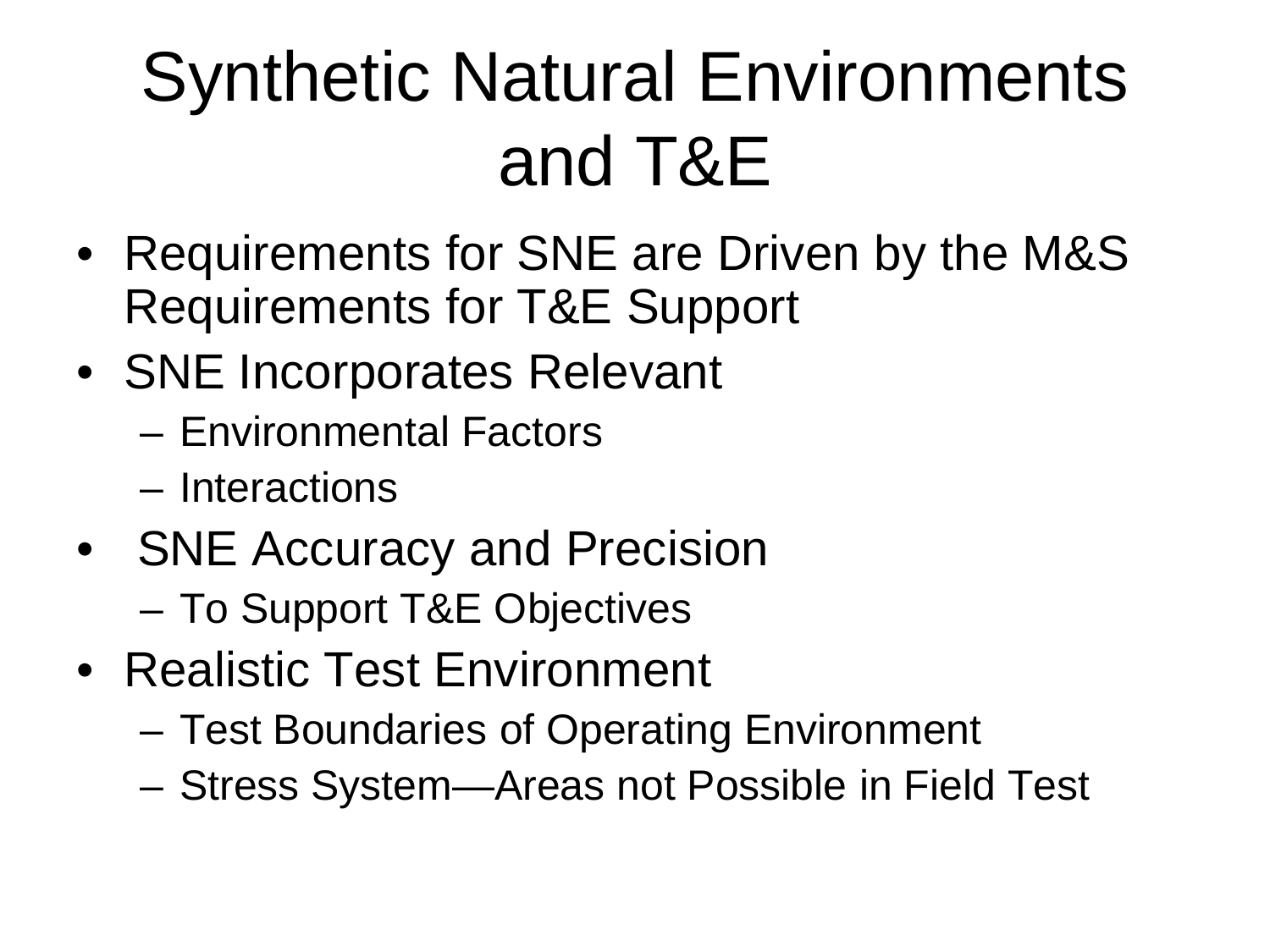# Synthetic Natural Environments and T&E

- Requirements for SNE are Driven by the M&S Requirements for T&E Support
- SNE Incorporates Relevant
  - Environmental Factors
  - Interactions
- SNE Accuracy and Precision
  - To Support T&E Objectives
- Realistic Test Environment
  - Test Boundaries of Operating Environment
  - Stress System—Areas not Possible in Field Test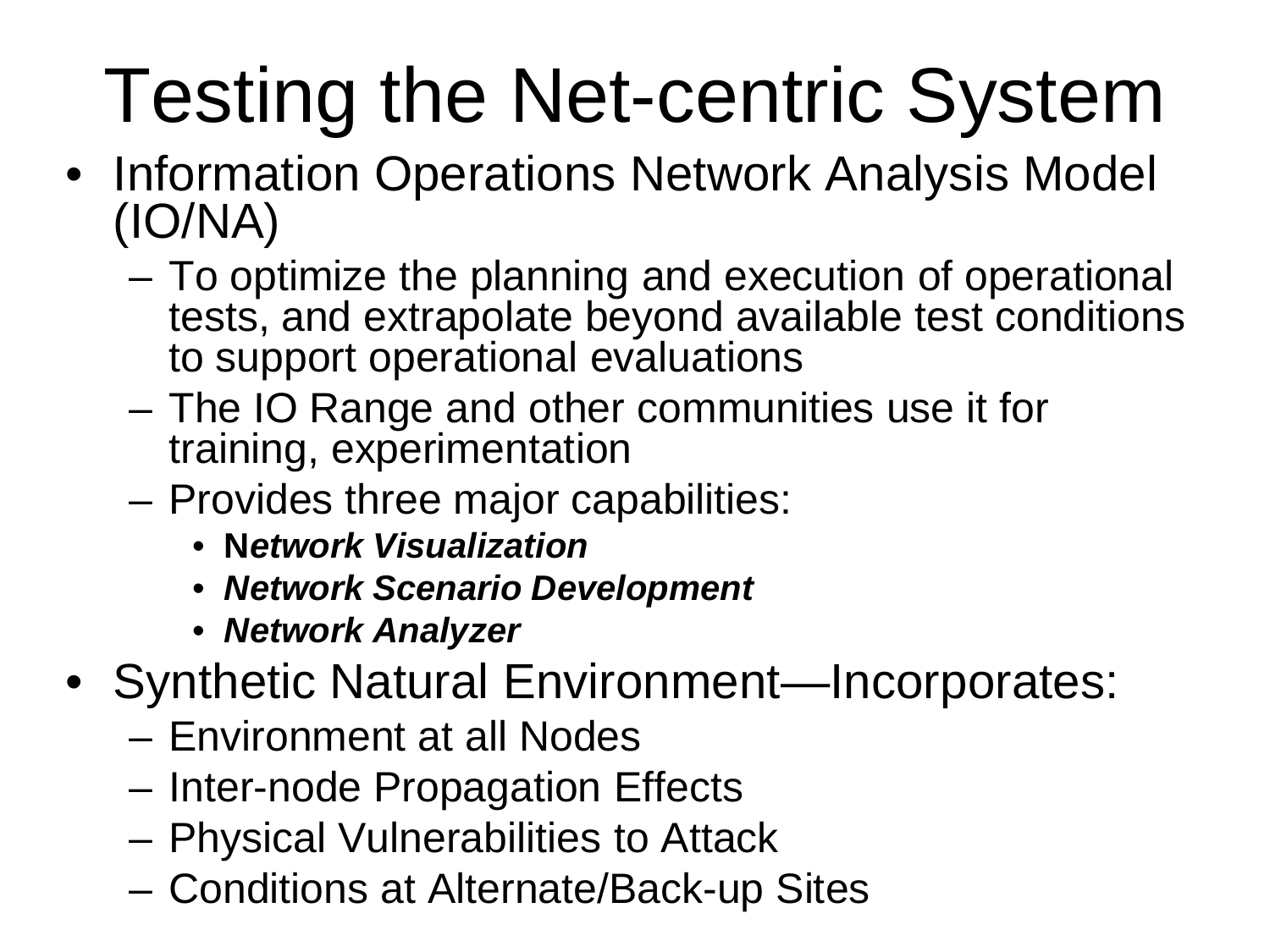# Testing the Net-centric System

- Information Operations Network Analysis Model (IO/NA)
  - To optimize the planning and execution of operational tests, and extrapolate beyond available test conditions to support operational evaluations
  - The IO Range and other communities use it for training, experimentation
  - Provides three major capabilities:
    - **N*etwork Visualization***
    - ***Network Scenario Development***
    - ***Network Analyzer***
- Synthetic Natural Environment—Incorporates:
  - Environment at all Nodes
  - Inter-node Propagation Effects
  - Physical Vulnerabilities to Attack
  - Conditions at Alternate/Back-up Sites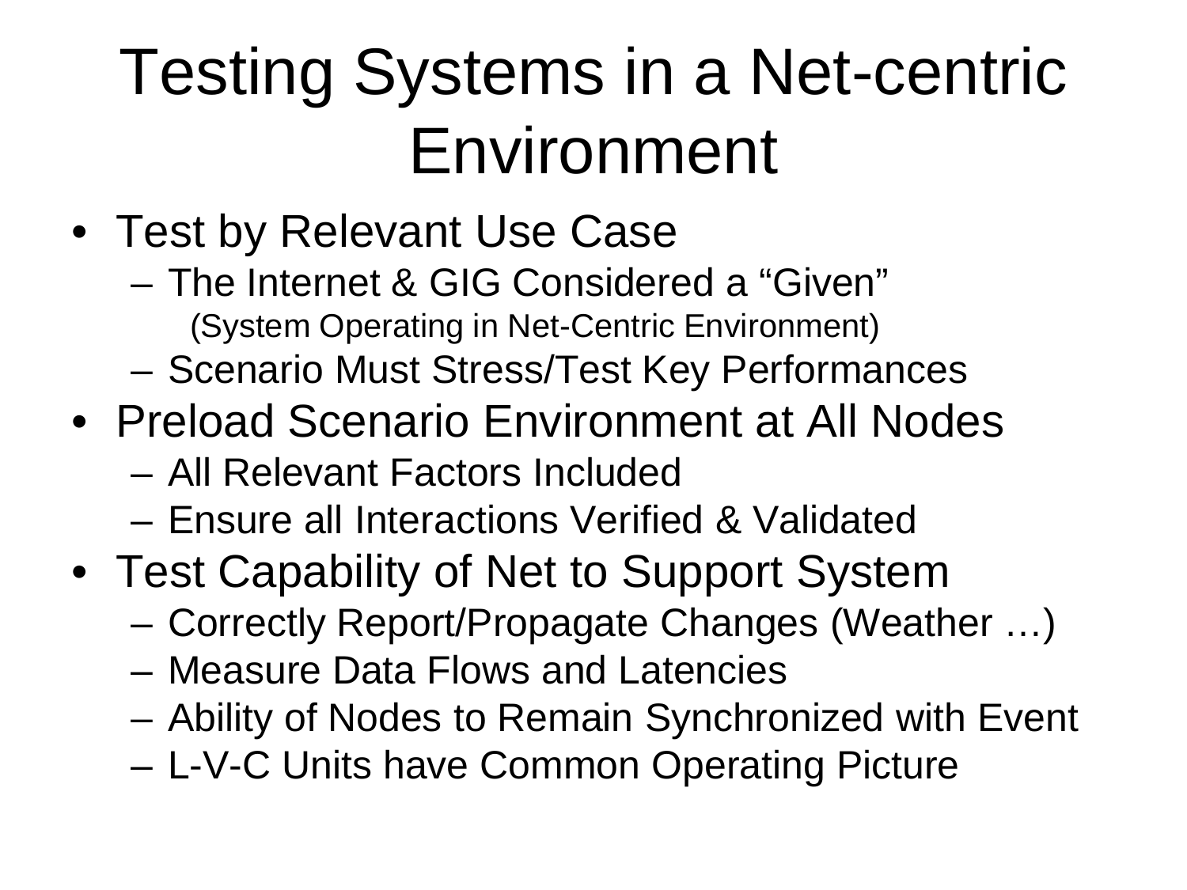# Testing Systems in a Net-centric Environment

- Test by Relevant Use Case
  - The Internet & GIG Considered a "Given"
    (System Operating in Net-Centric Environment)
  - Scenario Must Stress/Test Key Performances
- Preload Scenario Environment at All Nodes
  - All Relevant Factors Included
  - Ensure all Interactions Verified & Validated
- Test Capability of Net to Support System
  - Correctly Report/Propagate Changes (Weather …)
  - Measure Data Flows and Latencies
  - Ability of Nodes to Remain Synchronized with Event
  - L-V-C Units have Common Operating Picture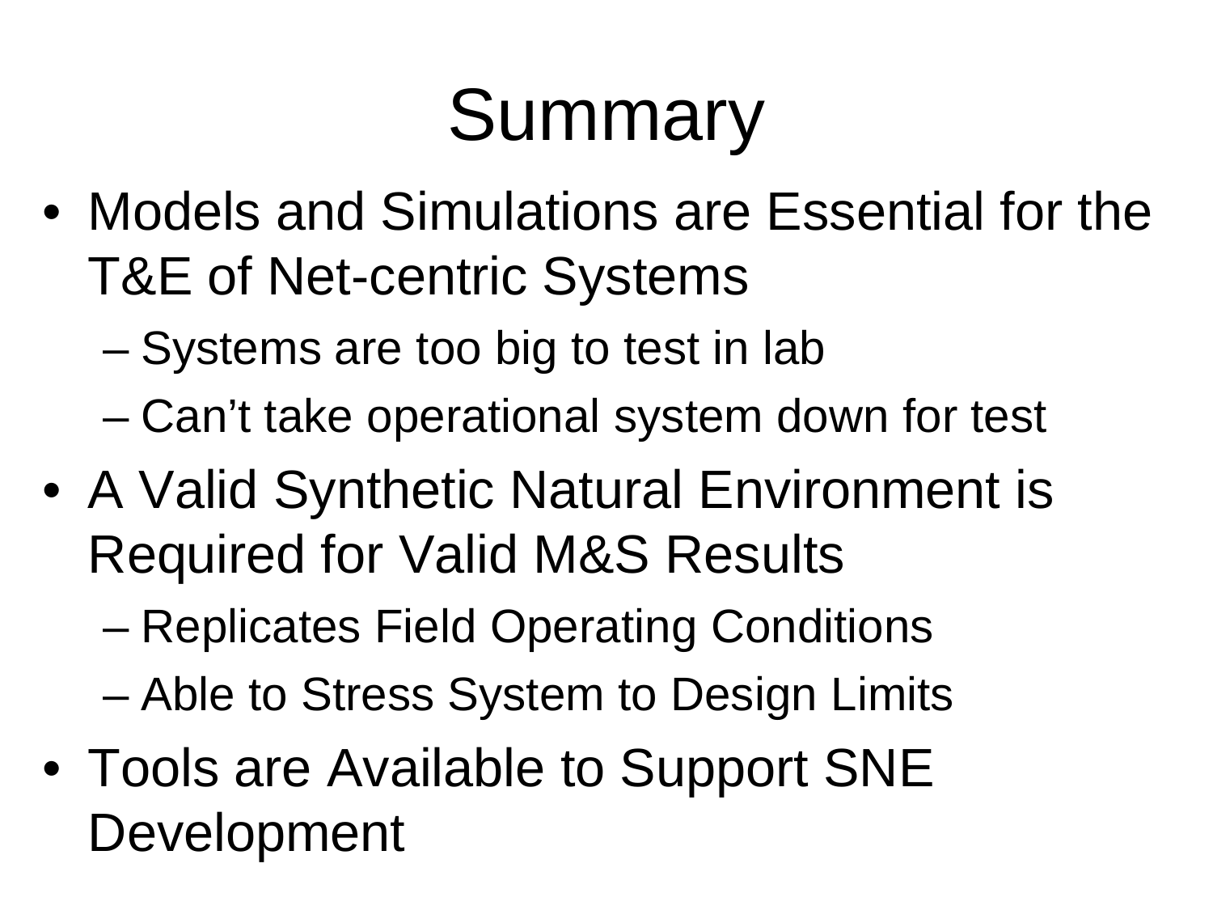# Summary

- Models and Simulations are Essential for the T&E of Net-centric Systems
  - Systems are too big to test in lab
  - Can't take operational system down for test
- A Valid Synthetic Natural Environment is Required for Valid M&S Results
  - Replicates Field Operating Conditions
  - Able to Stress System to Design Limits
- Tools are Available to Support SNE Development